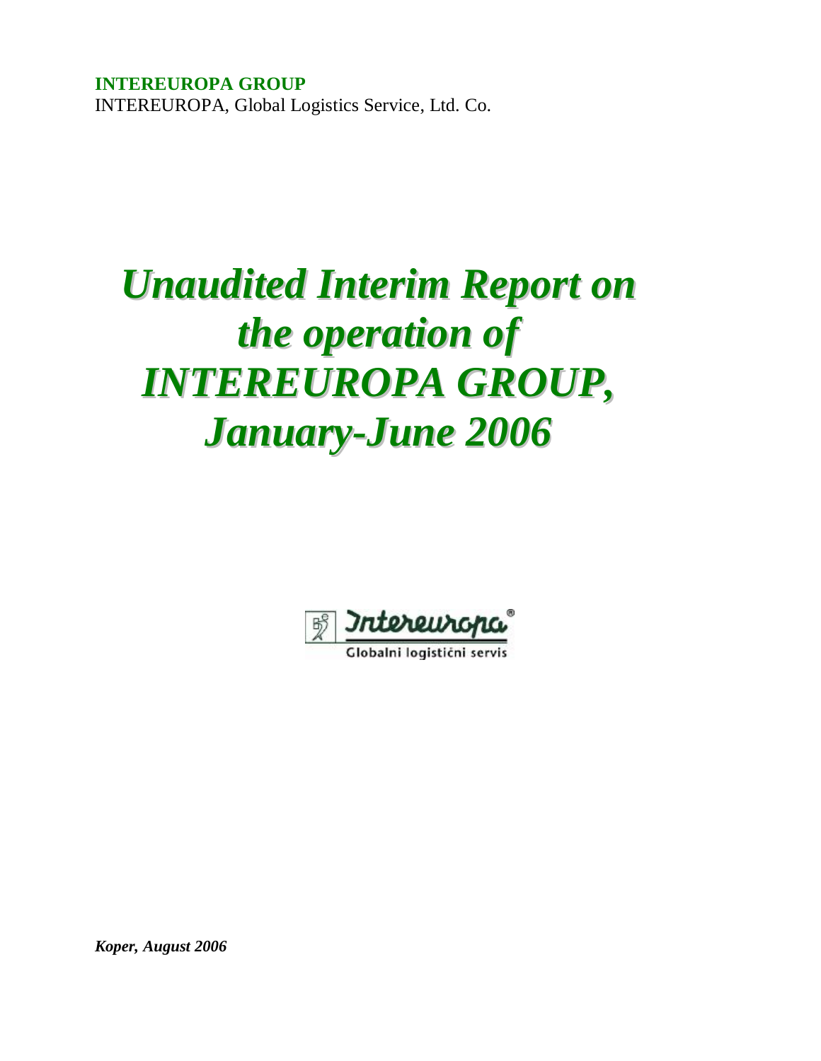**INTEREUROPA GROUP**
INTEREUROPA, Global Logistics Service, Ltd. Co.

# *Unaudited Interim Report on the operation of INTEREUROPA GROUP, January-June 2006*

***Koper, August 2006***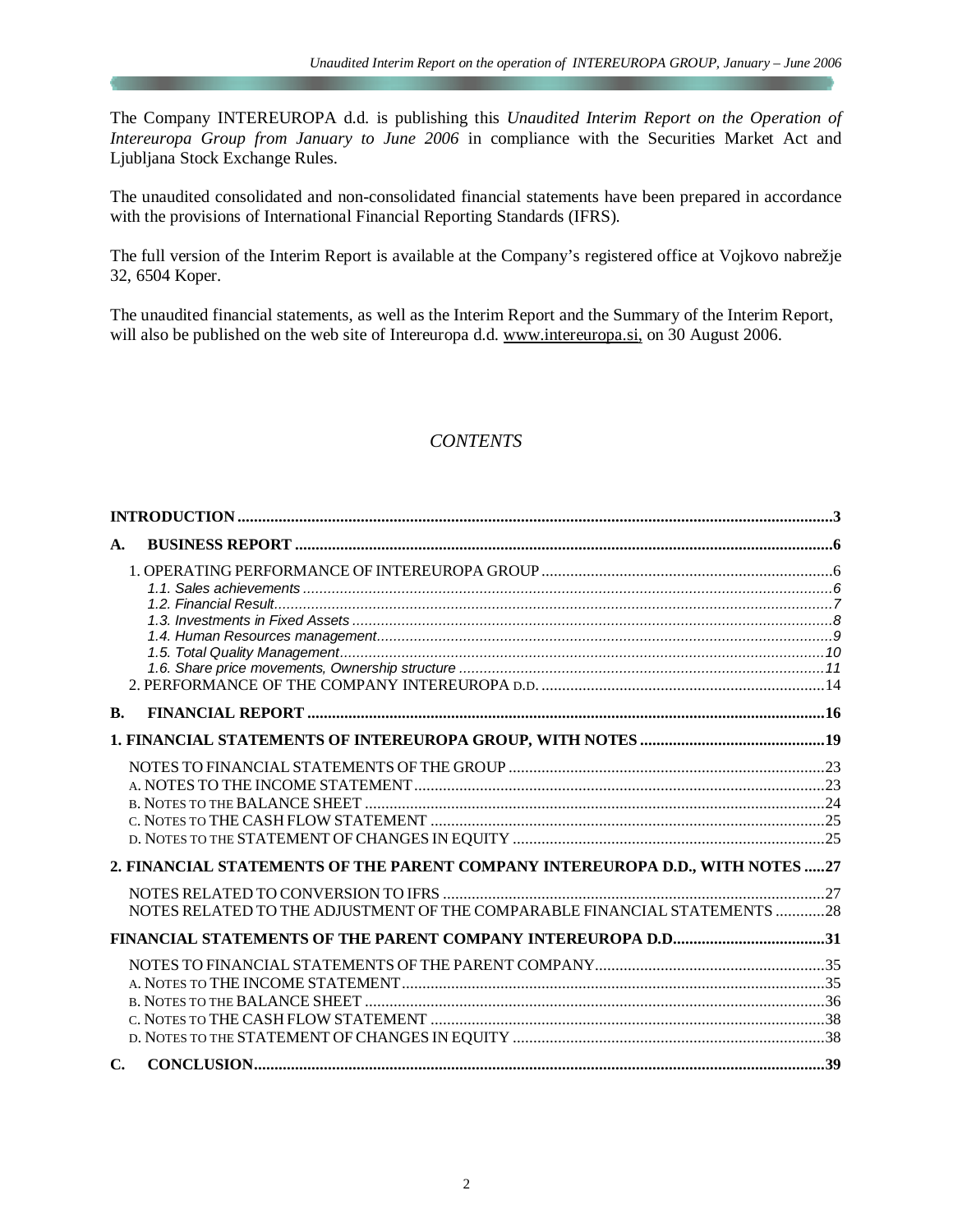The Company INTEREUROPA d.d. is publishing this *Unaudited Interim Report on the Operation of Intereuropa Group from January to June 2006* in compliance with the Securities Market Act and Ljubljana Stock Exchange Rules.

The unaudited consolidated and non-consolidated financial statements have been prepared in accordance with the provisions of International Financial Reporting Standards (IFRS).

The full version of the Interim Report is available at the Company's registered office at Vojkovo nabrežje 32, 6504 Koper.

The unaudited financial statements, as well as the Interim Report and the Summary of the Interim Report, will also be published on the web site of Intereuropa d.d. www.intereuropa.si, on 30 August 2006.

## *CONTENTS*

**INTRODUCTION** ....................................................................................................................................3

**A. BUSINESS REPORT** ..............................................................................................................................6

1. OPERATING PERFORMANCE OF INTEREUROPA GROUP ....................................................................6
   - *1.1. Sales achievements* ............................................................................................................6
   - *1.2. Financial Result*....................................................................................................................7
   - *1.3. Investments in Fixed Assets* ................................................................................................8
   - *1.4. Human Resources management*..........................................................................................9
   - *1.5. Total Quality Management*..................................................................................................10
   - *1.6. Share price movements, Ownership structure* ....................................................................11

2. PERFORMANCE OF THE COMPANY INTEREUROPA D.D. ....................................................................14

**B. FINANCIAL REPORT** ..........................................................................................................................16

**1. FINANCIAL STATEMENTS OF INTEREUROPA GROUP, WITH NOTES** ............................................19

NOTES TO FINANCIAL STATEMENTS OF THE GROUP ...........................................................................23
- A. NOTES TO THE INCOME STATEMENT ..............................................................................................23
- B. NOTES TO THE BALANCE SHEET ....................................................................................................24
- C. NOTES TO THE CASH FLOW STATEMENT .......................................................................................25
- D. NOTES TO THE STATEMENT OF CHANGES IN EQUITY ....................................................................25

**2. FINANCIAL STATEMENTS OF THE PARENT COMPANY INTEREUROPA D.D., WITH NOTES** .....27

NOTES RELATED TO CONVERSION TO IFRS ..........................................................................................27

NOTES RELATED TO THE ADJUSTMENT OF THE COMPARABLE FINANCIAL STATEMENTS ............28

**FINANCIAL STATEMENTS OF THE PARENT COMPANY INTEREUROPA D.D.** .....................................31

NOTES TO FINANCIAL STATEMENTS OF THE PARENT COMPANY .........................................................35
- A. NOTES TO THE INCOME STATEMENT ..............................................................................................35
- B. NOTES TO THE BALANCE SHEET ....................................................................................................36
- C. NOTES TO THE CASH FLOW STATEMENT .......................................................................................38
- D. NOTES TO THE STATEMENT OF CHANGES IN EQUITY ....................................................................38

**C. CONCLUSION**......................................................................................................................................39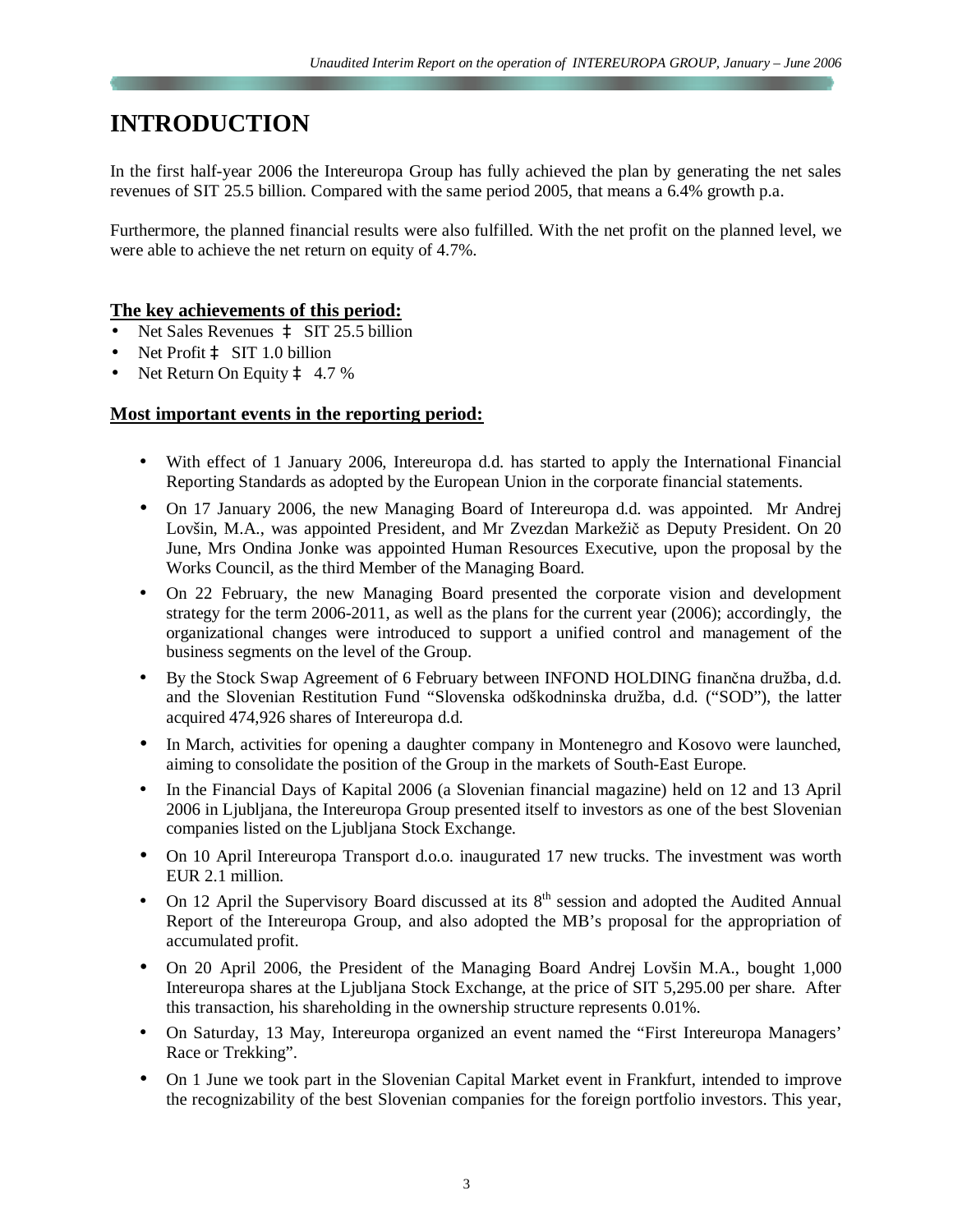# INTRODUCTION

In the first half-year 2006 the Intereuropa Group has fully achieved the plan by generating the net sales revenues of SIT 25.5 billion. Compared with the same period 2005, that means a 6.4% growth p.a.

Furthermore, the planned financial results were also fulfilled. With the net profit on the planned level, we were able to achieve the net return on equity of 4.7%.

**The key achievements of this period:**

- Net Sales Revenues ‡ SIT 25.5 billion
- Net Profit ‡ SIT 1.0 billion
- Net Return On Equity ‡ 4.7 %

**Most important events in the reporting period:**

- With effect of 1 January 2006, Intereuropa d.d. has started to apply the International Financial Reporting Standards as adopted by the European Union in the corporate financial statements.
- On 17 January 2006, the new Managing Board of Intereuropa d.d. was appointed. Mr Andrej Lovšin, M.A., was appointed President, and Mr Zvezdan Markežič as Deputy President. On 20 June, Mrs Ondina Jonke was appointed Human Resources Executive, upon the proposal by the Works Council, as the third Member of the Managing Board.
- On 22 February, the new Managing Board presented the corporate vision and development strategy for the term 2006-2011, as well as the plans for the current year (2006); accordingly, the organizational changes were introduced to support a unified control and management of the business segments on the level of the Group.
- By the Stock Swap Agreement of 6 February between INFOND HOLDING finančna družba, d.d. and the Slovenian Restitution Fund "Slovenska odškodninska družba, d.d. ("SOD"), the latter acquired 474,926 shares of Intereuropa d.d.
- In March, activities for opening a daughter company in Montenegro and Kosovo were launched, aiming to consolidate the position of the Group in the markets of South-East Europe.
- In the Financial Days of Kapital 2006 (a Slovenian financial magazine) held on 12 and 13 April 2006 in Ljubljana, the Intereuropa Group presented itself to investors as one of the best Slovenian companies listed on the Ljubljana Stock Exchange.
- On 10 April Intereuropa Transport d.o.o. inaugurated 17 new trucks. The investment was worth EUR 2.1 million.
- On 12 April the Supervisory Board discussed at its 8th session and adopted the Audited Annual Report of the Intereuropa Group, and also adopted the MB's proposal for the appropriation of accumulated profit.
- On 20 April 2006, the President of the Managing Board Andrej Lovšin M.A., bought 1,000 Intereuropa shares at the Ljubljana Stock Exchange, at the price of SIT 5,295.00 per share. After this transaction, his shareholding in the ownership structure represents 0.01%.
- On Saturday, 13 May, Intereuropa organized an event named the "First Intereuropa Managers' Race or Trekking".
- On 1 June we took part in the Slovenian Capital Market event in Frankfurt, intended to improve the recognizability of the best Slovenian companies for the foreign portfolio investors. This year,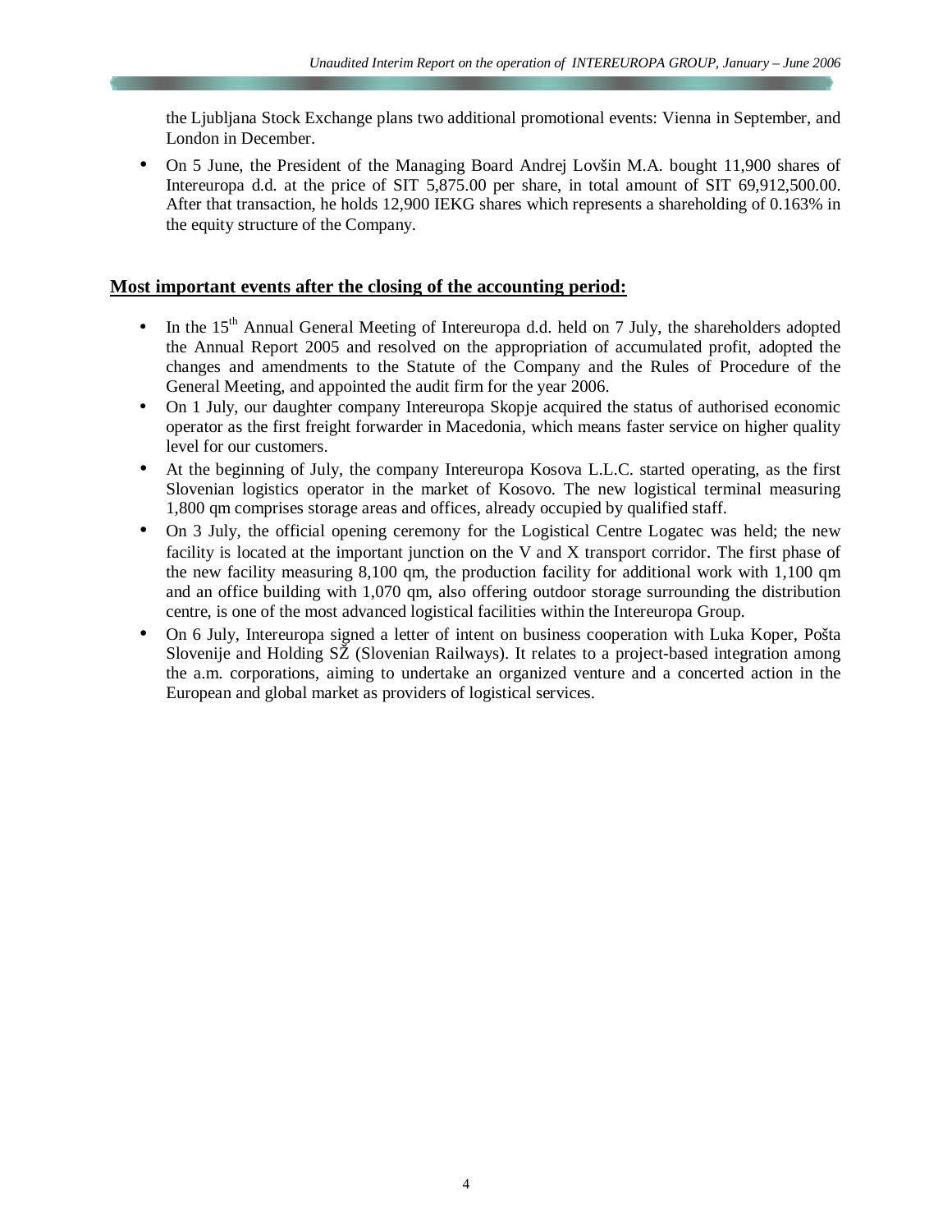the Ljubljana Stock Exchange plans two additional promotional events: Vienna in September, and London in December.

- On 5 June, the President of the Managing Board Andrej Lovšin M.A. bought 11,900 shares of Intereuropa d.d. at the price of SIT 5,875.00 per share, in total amount of SIT 69,912,500.00. After that transaction, he holds 12,900 IEKG shares which represents a shareholding of 0.163% in the equity structure of the Company.

## Most important events after the closing of the accounting period:

- In the 15th Annual General Meeting of Intereuropa d.d. held on 7 July, the shareholders adopted the Annual Report 2005 and resolved on the appropriation of accumulated profit, adopted the changes and amendments to the Statute of the Company and the Rules of Procedure of the General Meeting, and appointed the audit firm for the year 2006.
- On 1 July, our daughter company Intereuropa Skopje acquired the status of authorised economic operator as the first freight forwarder in Macedonia, which means faster service on higher quality level for our customers.
- At the beginning of July, the company Intereuropa Kosova L.L.C. started operating, as the first Slovenian logistics operator in the market of Kosovo. The new logistical terminal measuring 1,800 qm comprises storage areas and offices, already occupied by qualified staff.
- On 3 July, the official opening ceremony for the Logistical Centre Logatec was held; the new facility is located at the important junction on the V and X transport corridor. The first phase of the new facility measuring 8,100 qm, the production facility for additional work with 1,100 qm and an office building with 1,070 qm, also offering outdoor storage surrounding the distribution centre, is one of the most advanced logistical facilities within the Intereuropa Group.
- On 6 July, Intereuropa signed a letter of intent on business cooperation with Luka Koper, Pošta Slovenije and Holding SŽ (Slovenian Railways). It relates to a project-based integration among the a.m. corporations, aiming to undertake an organized venture and a concerted action in the European and global market as providers of logistical services.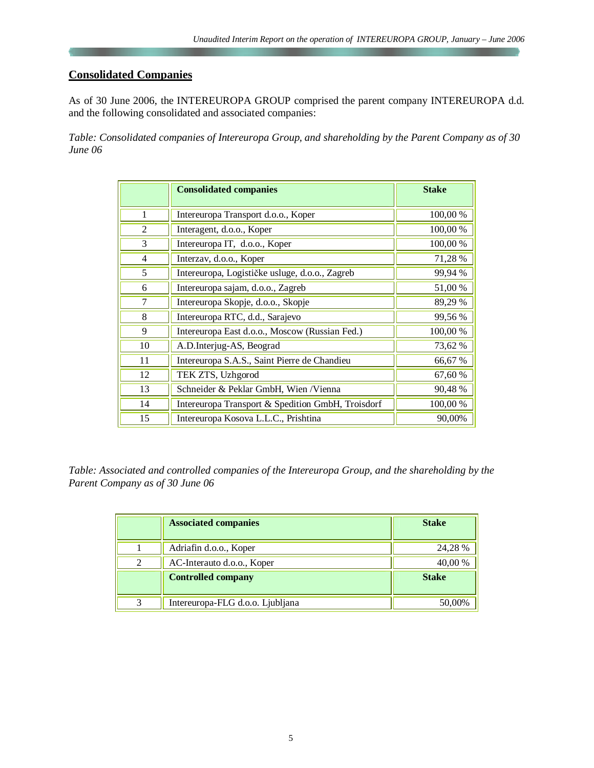## Consolidated Companies

As of 30 June 2006, the INTEREUROPA GROUP comprised the parent company INTEREUROPA d.d. and the following consolidated and associated companies:

*Table: Consolidated companies of Intereuropa Group, and shareholding by the Parent Company as of 30 June 06*

| | Consolidated companies | Stake |
|---|---|---|
| 1 | Intereuropa Transport d.o.o., Koper | 100,00 % |
| 2 | Interagent, d.o.o., Koper | 100,00 % |
| 3 | Intereuropa IT, d.o.o., Koper | 100,00 % |
| 4 | Interzav, d.o.o., Koper | 71,28 % |
| 5 | Intereuropa, Logističke usluge, d.o.o., Zagreb | 99,94 % |
| 6 | Intereuropa sajam, d.o.o., Zagreb | 51,00 % |
| 7 | Intereuropa Skopje, d.o.o., Skopje | 89,29 % |
| 8 | Intereuropa RTC, d.d., Sarajevo | 99,56 % |
| 9 | Intereuropa East d.o.o., Moscow (Russian Fed.) | 100,00 % |
| 10 | A.D.Interjug-AS, Beograd | 73,62 % |
| 11 | Intereuropa S.A.S., Saint Pierre de Chandieu | 66,67 % |
| 12 | TEK ZTS, Uzhgorod | 67,60 % |
| 13 | Schneider & Peklar GmbH, Wien /Vienna | 90,48 % |
| 14 | Intereuropa Transport & Spedition GmbH, Troisdorf | 100,00 % |
| 15 | Intereuropa Kosova L.L.C., Prishtina | 90,00% |

*Table: Associated and controlled companies of the Intereuropa Group, and the shareholding by the Parent Company as of 30 June 06*

| | Associated companies | Stake |
|---|---|---|
| 1 | Adriafin d.o.o., Koper | 24,28 % |
| 2 | AC-Interauto d.o.o., Koper | 40,00 % |
| | **Controlled company** | **Stake** |
| 3 | Intereuropa-FLG d.o.o. Ljubljana | 50,00% |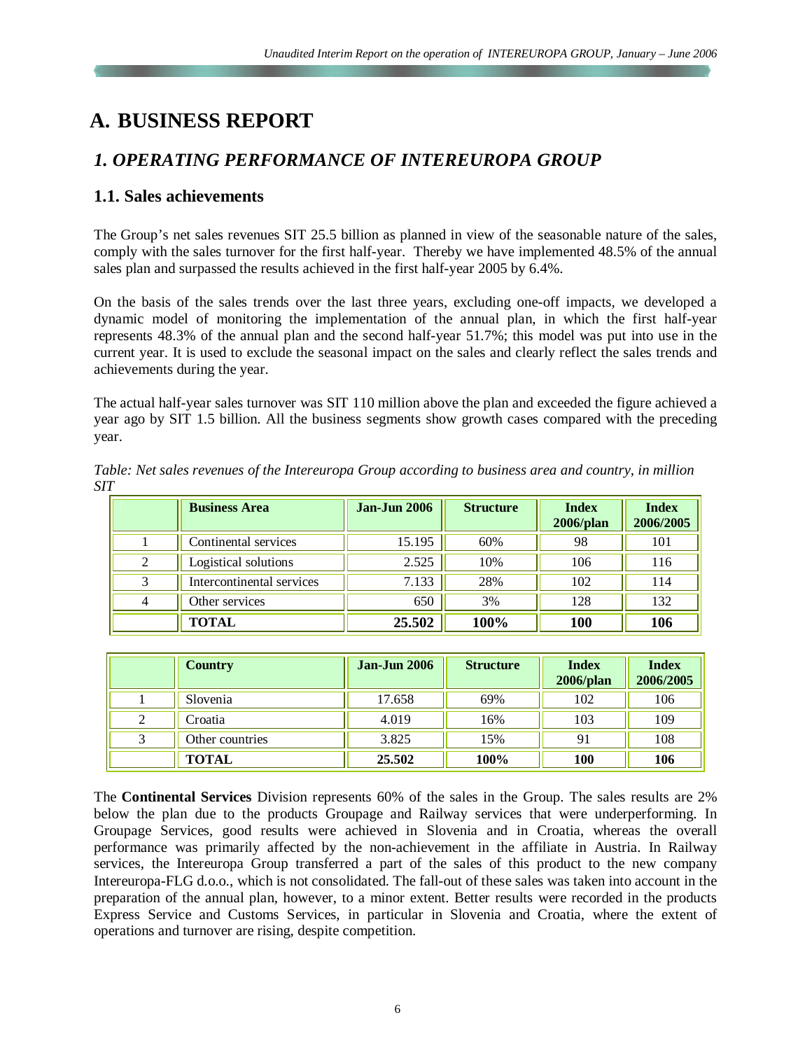# A. BUSINESS REPORT

## *1. OPERATING PERFORMANCE OF INTEREUROPA GROUP*

### 1.1. Sales achievements

The Group's net sales revenues SIT 25.5 billion as planned in view of the seasonable nature of the sales, comply with the sales turnover for the first half-year. Thereby we have implemented 48.5% of the annual sales plan and surpassed the results achieved in the first half-year 2005 by 6.4%.

On the basis of the sales trends over the last three years, excluding one-off impacts, we developed a dynamic model of monitoring the implementation of the annual plan, in which the first half-year represents 48.3% of the annual plan and the second half-year 51.7%; this model was put into use in the current year. It is used to exclude the seasonal impact on the sales and clearly reflect the sales trends and achievements during the year.

The actual half-year sales turnover was SIT 110 million above the plan and exceeded the figure achieved a year ago by SIT 1.5 billion. All the business segments show growth cases compared with the preceding year.

*Table: Net sales revenues of the Intereuropa Group according to business area and country, in million SIT*

| | Business Area | Jan-Jun 2006 | Structure | Index 2006/plan | Index 2006/2005 |
|---|---|---|---|---|---|
| 1 | Continental services | 15.195 | 60% | 98 | 101 |
| 2 | Logistical solutions | 2.525 | 10% | 106 | 116 |
| 3 | Intercontinental services | 7.133 | 28% | 102 | 114 |
| 4 | Other services | 650 | 3% | 128 | 132 |
| | **TOTAL** | **25.502** | **100%** | **100** | **106** |

| | Country | Jan-Jun 2006 | Structure | Index 2006/plan | Index 2006/2005 |
|---|---|---|---|---|---|
| 1 | Slovenia | 17.658 | 69% | 102 | 106 |
| 2 | Croatia | 4.019 | 16% | 103 | 109 |
| 3 | Other countries | 3.825 | 15% | 91 | 108 |
| | **TOTAL** | **25.502** | **100%** | **100** | **106** |

The **Continental Services** Division represents 60% of the sales in the Group. The sales results are 2% below the plan due to the products Groupage and Railway services that were underperforming. In Groupage Services, good results were achieved in Slovenia and in Croatia, whereas the overall performance was primarily affected by the non-achievement in the affiliate in Austria. In Railway services, the Intereuropa Group transferred a part of the sales of this product to the new company Intereuropa-FLG d.o.o., which is not consolidated. The fall-out of these sales was taken into account in the preparation of the annual plan, however, to a minor extent. Better results were recorded in the products Express Service and Customs Services, in particular in Slovenia and Croatia, where the extent of operations and turnover are rising, despite competition.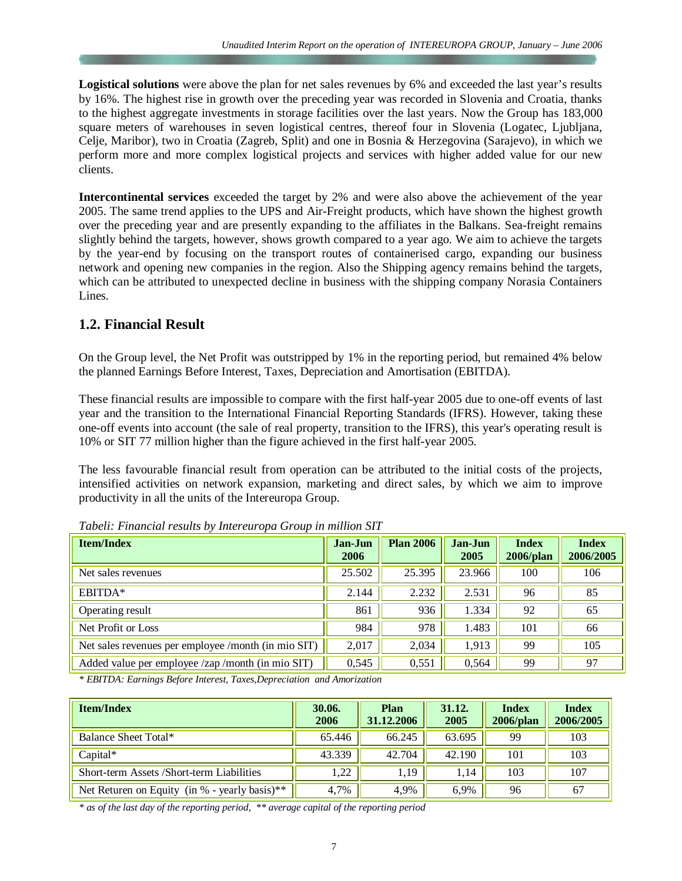**Logistical solutions** were above the plan for net sales revenues by 6% and exceeded the last year's results by 16%. The highest rise in growth over the preceding year was recorded in Slovenia and Croatia, thanks to the highest aggregate investments in storage facilities over the last years. Now the Group has 183,000 square meters of warehouses in seven logistical centres, thereof four in Slovenia (Logatec, Ljubljana, Celje, Maribor), two in Croatia (Zagreb, Split) and one in Bosnia & Herzegovina (Sarajevo), in which we perform more and more complex logistical projects and services with higher added value for our new clients.

**Intercontinental services** exceeded the target by 2% and were also above the achievement of the year 2005. The same trend applies to the UPS and Air-Freight products, which have shown the highest growth over the preceding year and are presently expanding to the affiliates in the Balkans. Sea-freight remains slightly behind the targets, however, shows growth compared to a year ago. We aim to achieve the targets by the year-end by focusing on the transport routes of containerised cargo, expanding our business network and opening new companies in the region. Also the Shipping agency remains behind the targets, which can be attributed to unexpected decline in business with the shipping company Norasia Containers Lines.

## 1.2. Financial Result

On the Group level, the Net Profit was outstripped by 1% in the reporting period, but remained 4% below the planned Earnings Before Interest, Taxes, Depreciation and Amortisation (EBITDA).

These financial results are impossible to compare with the first half-year 2005 due to one-off events of last year and the transition to the International Financial Reporting Standards (IFRS). However, taking these one-off events into account (the sale of real property, transition to the IFRS), this year's operating result is 10% or SIT 77 million higher than the figure achieved in the first half-year 2005.

The less favourable financial result from operation can be attributed to the initial costs of the projects, intensified activities on network expansion, marketing and direct sales, by which we aim to improve productivity in all the units of the Intereuropa Group.

*Tabeli: Financial results by Intereuropa Group in million SIT*

| Item/Index | Jan-Jun 2006 | Plan 2006 | Jan-Jun 2005 | Index 2006/plan | Index 2006/2005 |
|---|---|---|---|---|---|
| Net sales revenues | 25.502 | 25.395 | 23.966 | 100 | 106 |
| EBITDA* | 2.144 | 2.232 | 2.531 | 96 | 85 |
| Operating result | 861 | 936 | 1.334 | 92 | 65 |
| Net Profit or Loss | 984 | 978 | 1.483 | 101 | 66 |
| Net sales revenues per employee /month (in mio SIT) | 2,017 | 2,034 | 1,913 | 99 | 105 |
| Added value per employee /zap /month (in mio SIT) | 0,545 | 0,551 | 0,564 | 99 | 97 |

*\* EBITDA: Earnings Before Interest, Taxes,Depreciation and Amorization*

| Item/Index | 30.06. 2006 | Plan 31.12.2006 | 31.12. 2005 | Index 2006/plan | Index 2006/2005 |
|---|---|---|---|---|---|
| Balance Sheet Total* | 65.446 | 66.245 | 63.695 | 99 | 103 |
| Capital* | 43.339 | 42.704 | 42.190 | 101 | 103 |
| Short-term Assets /Short-term Liabilities | 1,22 | 1,19 | 1,14 | 103 | 107 |
| Net Returen on Equity (in % - yearly basis)** | 4,7% | 4,9% | 6,9% | 96 | 67 |

*\* as of the last day of the reporting period, \*\* average capital of the reporting period*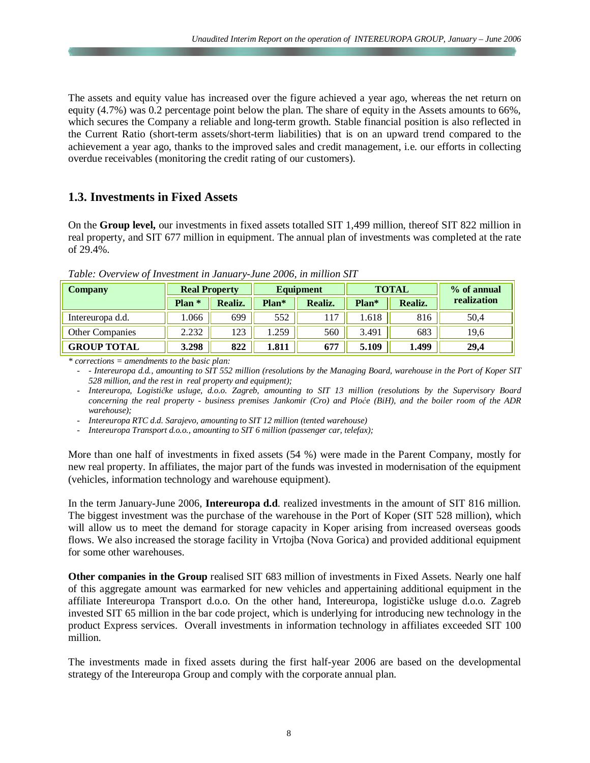The assets and equity value has increased over the figure achieved a year ago, whereas the net return on equity (4.7%) was 0.2 percentage point below the plan. The share of equity in the Assets amounts to 66%, which secures the Company a reliable and long-term growth. Stable financial position is also reflected in the Current Ratio (short-term assets/short-term liabilities) that is on an upward trend compared to the achievement a year ago, thanks to the improved sales and credit management, i.e. our efforts in collecting overdue receivables (monitoring the credit rating of our customers).

## 1.3. Investments in Fixed Assets

On the **Group level,** our investments in fixed assets totalled SIT 1,499 million, thereof SIT 822 million in real property, and SIT 677 million in equipment. The annual plan of investments was completed at the rate of 29.4%.

*Table: Overview of Investment in January-June 2006, in million SIT*

| Company | Real Property | | Equipment | | TOTAL | | % of annual realization |
|---|---|---|---|---|---|---|---|
| | Plan * | Realiz. | Plan* | Realiz. | Plan* | Realiz. | |
| Intereuropa d.d. | 1.066 | 699 | 552 | 117 | 1.618 | 816 | 50,4 |
| Other Companies | 2.232 | 123 | 1.259 | 560 | 3.491 | 683 | 19,6 |
| **GROUP TOTAL** | **3.298** | **822** | **1.811** | **677** | **5.109** | **1.499** | **29,4** |

*\* corrections = amendments to the basic plan:*

- *- Intereuropa d.d., amounting to SIT 552 million (resolutions by the Managing Board, warehouse in the Port of Koper SIT 528 million, and the rest in real property and equipment);*
- *Intereuropa, Logističke usluge, d.o.o. Zagreb, amounting to SIT 13 million (resolutions by the Supervisory Board concerning the real property - business premises Jankomir (Cro) and Ploće (BiH), and the boiler room of the ADR warehouse);*
- *Intereuropa RTC d.d. Sarajevo, amounting to SIT 12 million (tented warehouse)*
- *Intereuropa Transport d.o.o., amounting to SIT 6 million (passenger car, telefax);*

More than one half of investments in fixed assets (54 %) were made in the Parent Company, mostly for new real property. In affiliates, the major part of the funds was invested in modernisation of the equipment (vehicles, information technology and warehouse equipment).

In the term January-June 2006, **Intereuropa d.d**. realized investments in the amount of SIT 816 million. The biggest investment was the purchase of the warehouse in the Port of Koper (SIT 528 million), which will allow us to meet the demand for storage capacity in Koper arising from increased overseas goods flows. We also increased the storage facility in Vrtojba (Nova Gorica) and provided additional equipment for some other warehouses.

**Other companies in the Group** realised SIT 683 million of investments in Fixed Assets. Nearly one half of this aggregate amount was earmarked for new vehicles and appertaining additional equipment in the affiliate Intereuropa Transport d.o.o. On the other hand, Intereuropa, logističke usluge d.o.o. Zagreb invested SIT 65 million in the bar code project, which is underlying for introducing new technology in the product Express services. Overall investments in information technology in affiliates exceeded SIT 100 million.

The investments made in fixed assets during the first half-year 2006 are based on the developmental strategy of the Intereuropa Group and comply with the corporate annual plan.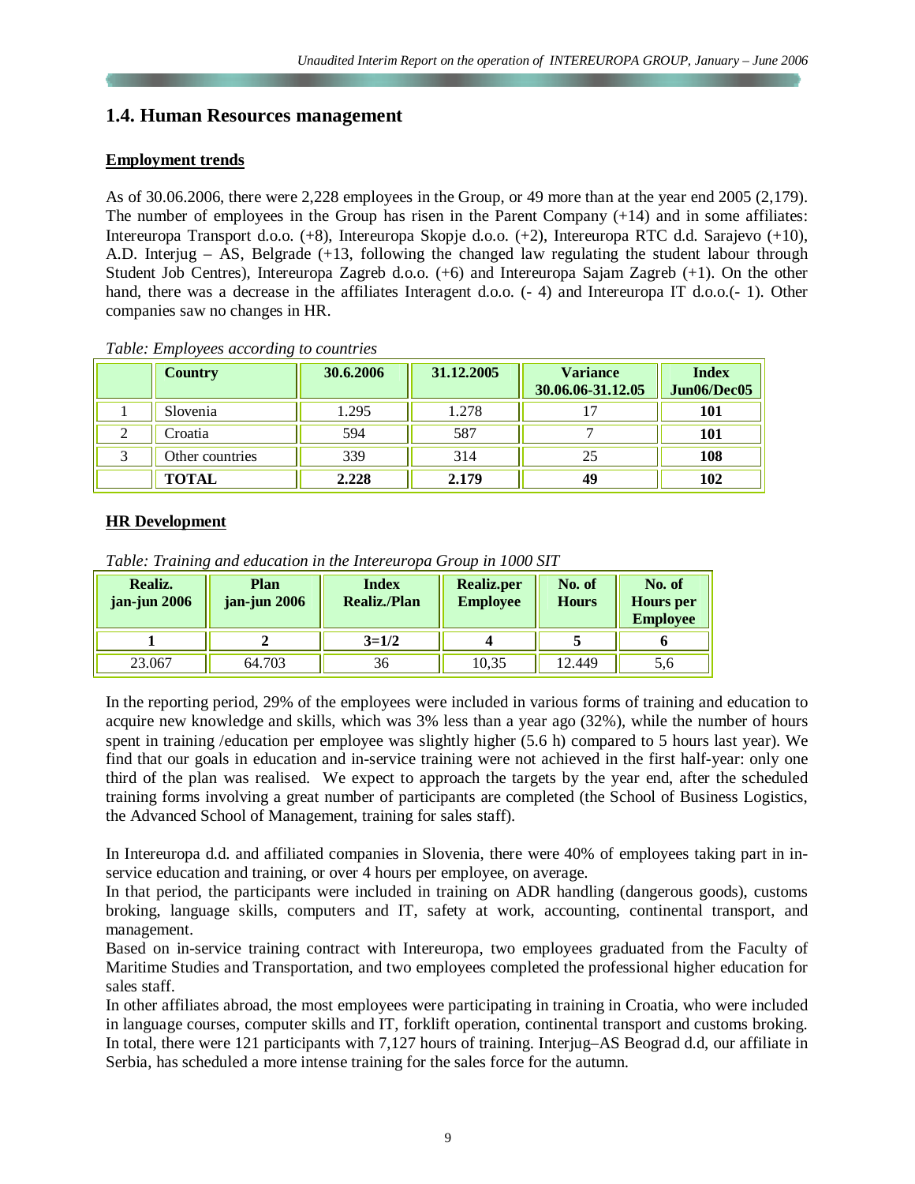## 1.4. Human Resources management

**Employment trends**

As of 30.06.2006, there were 2,228 employees in the Group, or 49 more than at the year end 2005 (2,179). The number of employees in the Group has risen in the Parent Company (+14) and in some affiliates: Intereuropa Transport d.o.o. (+8), Intereuropa Skopje d.o.o. (+2), Intereuropa RTC d.d. Sarajevo (+10), A.D. Interjug – AS, Belgrade (+13, following the changed law regulating the student labour through Student Job Centres), Intereuropa Zagreb d.o.o. (+6) and Intereuropa Sajam Zagreb (+1). On the other hand, there was a decrease in the affiliates Interagent d.o.o. (- 4) and Intereuropa IT d.o.o.(- 1). Other companies saw no changes in HR.

*Table: Employees according to countries*

| | Country | 30.6.2006 | 31.12.2005 | Variance 30.06.06-31.12.05 | Index Jun06/Dec05 |
|---|---|---|---|---|---|
| 1 | Slovenia | 1.295 | 1.278 | 17 | **101** |
| 2 | Croatia | 594 | 587 | 7 | **101** |
| 3 | Other countries | 339 | 314 | 25 | **108** |
| | **TOTAL** | **2.228** | **2.179** | **49** | **102** |

**HR Development**

*Table: Training and education in the Intereuropa Group in 1000 SIT*

| Realiz. jan-jun 2006 | Plan jan-jun 2006 | Index Realiz./Plan | Realiz.per Employee | No. of Hours | No. of Hours per Employee |
|---|---|---|---|---|---|
| **1** | **2** | **3=1/2** | **4** | **5** | **6** |
| 23.067 | 64.703 | 36 | 10,35 | 12.449 | 5,6 |

In the reporting period, 29% of the employees were included in various forms of training and education to acquire new knowledge and skills, which was 3% less than a year ago (32%), while the number of hours spent in training /education per employee was slightly higher (5.6 h) compared to 5 hours last year). We find that our goals in education and in-service training were not achieved in the first half-year: only one third of the plan was realised. We expect to approach the targets by the year end, after the scheduled training forms involving a great number of participants are completed (the School of Business Logistics, the Advanced School of Management, training for sales staff).

In Intereuropa d.d. and affiliated companies in Slovenia, there were 40% of employees taking part in in-service education and training, or over 4 hours per employee, on average.
In that period, the participants were included in training on ADR handling (dangerous goods), customs broking, language skills, computers and IT, safety at work, accounting, continental transport, and management.
Based on in-service training contract with Intereuropa, two employees graduated from the Faculty of Maritime Studies and Transportation, and two employees completed the professional higher education for sales staff.
In other affiliates abroad, the most employees were participating in training in Croatia, who were included in language courses, computer skills and IT, forklift operation, continental transport and customs broking. In total, there were 121 participants with 7,127 hours of training. Interjug–AS Beograd d.d, our affiliate in Serbia, has scheduled a more intense training for the sales force for the autumn.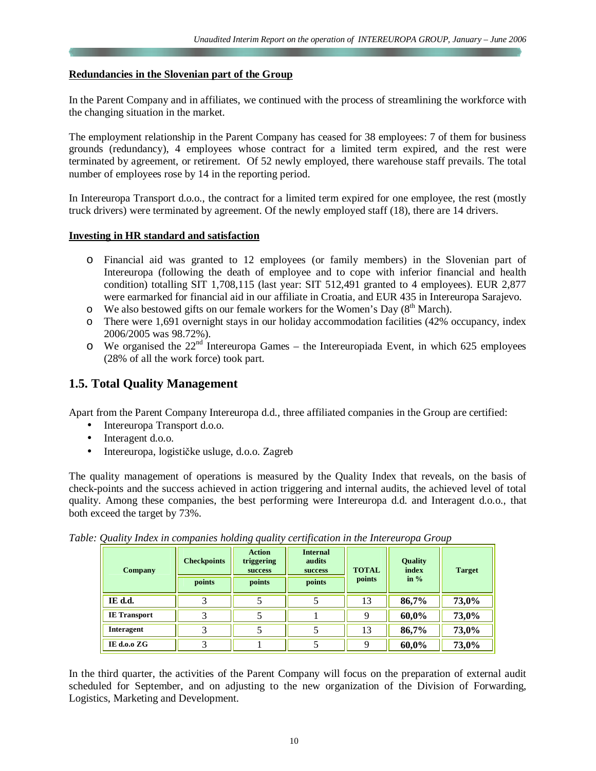**Redundancies in the Slovenian part of the Group**

In the Parent Company and in affiliates, we continued with the process of streamlining the workforce with the changing situation in the market.

The employment relationship in the Parent Company has ceased for 38 employees: 7 of them for business grounds (redundancy), 4 employees whose contract for a limited term expired, and the rest were terminated by agreement, or retirement. Of 52 newly employed, there warehouse staff prevails. The total number of employees rose by 14 in the reporting period.

In Intereuropa Transport d.o.o., the contract for a limited term expired for one employee, the rest (mostly truck drivers) were terminated by agreement. Of the newly employed staff (18), there are 14 drivers.

**Investing in HR standard and satisfaction**

- Financial aid was granted to 12 employees (or family members) in the Slovenian part of Intereuropa (following the death of employee and to cope with inferior financial and health condition) totalling SIT 1,708,115 (last year: SIT 512,491 granted to 4 employees). EUR 2,877 were earmarked for financial aid in our affiliate in Croatia, and EUR 435 in Intereuropa Sarajevo.
- We also bestowed gifts on our female workers for the Women's Day (8th March).
- There were 1,691 overnight stays in our holiday accommodation facilities (42% occupancy, index 2006/2005 was 98.72%).
- We organised the 22nd Intereuropa Games – the Intereuropiada Event, in which 625 employees (28% of all the work force) took part.

## 1.5. Total Quality Management

Apart from the Parent Company Intereuropa d.d., three affiliated companies in the Group are certified:

- Intereuropa Transport d.o.o.
- Interagent d.o.o.
- Intereuropa, logističke usluge, d.o.o. Zagreb

The quality management of operations is measured by the Quality Index that reveals, on the basis of check-points and the success achieved in action triggering and internal audits, the achieved level of total quality. Among these companies, the best performing were Intereuropa d.d. and Interagent d.o.o., that both exceed the target by 73%.

*Table: Quality Index in companies holding quality certification in the Intereuropa Group*

| Company | Checkpoints | Action triggering success | Internal audits success | TOTAL points | Quality index in % | Target |
|---|---|---|---|---|---|---|
| | points | points | points | | | |
| **IE d.d.** | 3 | 5 | 5 | 13 | **86,7%** | **73,0%** |
| **IE Transport** | 3 | 5 | 1 | 9 | **60,0%** | **73,0%** |
| **Interagent** | 3 | 5 | 5 | 13 | **86,7%** | **73,0%** |
| **IE d.o.o ZG** | 3 | 1 | 5 | 9 | **60,0%** | **73,0%** |

In the third quarter, the activities of the Parent Company will focus on the preparation of external audit scheduled for September, and on adjusting to the new organization of the Division of Forwarding, Logistics, Marketing and Development.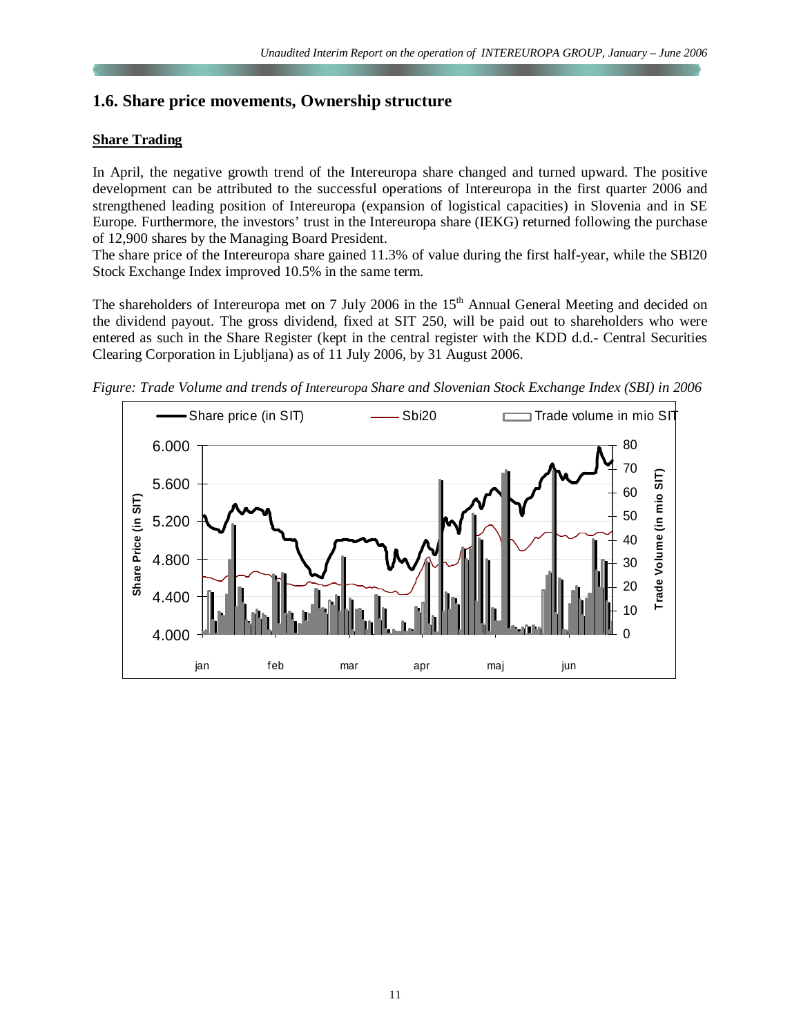## 1.6. Share price movements, Ownership structure

**Share Trading**

In April, the negative growth trend of the Intereuropa share changed and turned upward. The positive development can be attributed to the successful operations of Intereuropa in the first quarter 2006 and strengthened leading position of Intereuropa (expansion of logistical capacities) in Slovenia and in SE Europe. Furthermore, the investors' trust in the Intereuropa share (IEKG) returned following the purchase of 12,900 shares by the Managing Board President.

The share price of the Intereuropa share gained 11.3% of value during the first half-year, while the SBI20 Stock Exchange Index improved 10.5% in the same term.

The shareholders of Intereuropa met on 7 July 2006 in the 15th Annual General Meeting and decided on the dividend payout. The gross dividend, fixed at SIT 250, will be paid out to shareholders who were entered as such in the Share Register (kept in the central register with the KDD d.d.- Central Securities Clearing Corporation in Ljubljana) as of 11 July 2006, by 31 August 2006.

*Figure: Trade Volume and trends of Intereuropa Share and Slovenian Stock Exchange Index (SBI) in 2006*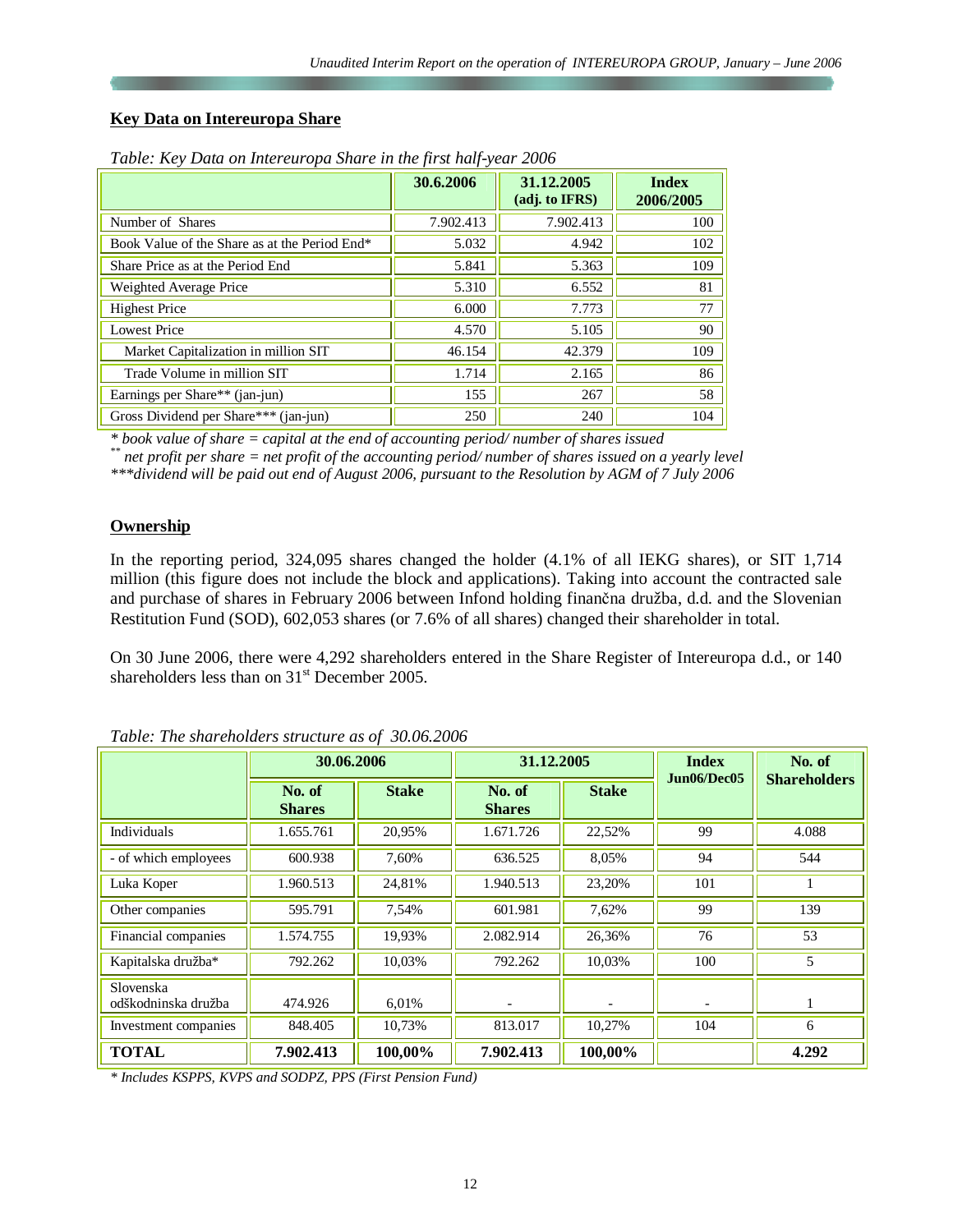## Key Data on Intereuropa Share

*Table: Key Data on Intereuropa Share in the first half-year 2006*

| | 30.6.2006 | 31.12.2005 (adj. to IFRS) | Index 2006/2005 |
|---|---|---|---|
| Number of Shares | 7.902.413 | 7.902.413 | 100 |
| Book Value of the Share as at the Period End* | 5.032 | 4.942 | 102 |
| Share Price as at the Period End | 5.841 | 5.363 | 109 |
| Weighted Average Price | 5.310 | 6.552 | 81 |
| Highest Price | 6.000 | 7.773 | 77 |
| Lowest Price | 4.570 | 5.105 | 90 |
| Market Capitalization in million SIT | 46.154 | 42.379 | 109 |
| Trade Volume in million SIT | 1.714 | 2.165 | 86 |
| Earnings per Share** (jan-jun) | 155 | 267 | 58 |
| Gross Dividend per Share*** (jan-jun) | 250 | 240 | 104 |

*\* book value of share = capital at the end of accounting period/ number of shares issued*
*\*\* net profit per share = net profit of the accounting period/ number of shares issued on a yearly level*
*\*\*\*dividend will be paid out end of August 2006, pursuant to the Resolution by AGM of 7 July 2006*

## Ownership

In the reporting period, 324,095 shares changed the holder (4.1% of all IEKG shares), or SIT 1,714 million (this figure does not include the block and applications). Taking into account the contracted sale and purchase of shares in February 2006 between Infond holding finančna družba, d.d. and the Slovenian Restitution Fund (SOD), 602,053 shares (or 7.6% of all shares) changed their shareholder in total.

On 30 June 2006, there were 4,292 shareholders entered in the Share Register of Intereuropa d.d., or 140 shareholders less than on 31st December 2005.

*Table: The shareholders structure as of 30.06.2006*

| | 30.06.2006 | | 31.12.2005 | | Index Jun06/Dec05 | No. of Shareholders |
|---|---|---|---|---|---|---|
| | No. of Shares | Stake | No. of Shares | Stake | | |
| Individuals | 1.655.761 | 20,95% | 1.671.726 | 22,52% | 99 | 4.088 |
| - of which employees | 600.938 | 7,60% | 636.525 | 8,05% | 94 | 544 |
| Luka Koper | 1.960.513 | 24,81% | 1.940.513 | 23,20% | 101 | 1 |
| Other companies | 595.791 | 7,54% | 601.981 | 7,62% | 99 | 139 |
| Financial companies | 1.574.755 | 19,93% | 2.082.914 | 26,36% | 76 | 53 |
| Kapitalska družba* | 792.262 | 10,03% | 792.262 | 10,03% | 100 | 5 |
| Slovenska odškodninska družba | 474.926 | 6,01% | - | - | - | 1 |
| Investment companies | 848.405 | 10,73% | 813.017 | 10,27% | 104 | 6 |
| **TOTAL** | **7.902.413** | **100,00%** | **7.902.413** | **100,00%** | | **4.292** |

*\* Includes KSPPS, KVPS and SODPZ, PPS (First Pension Fund)*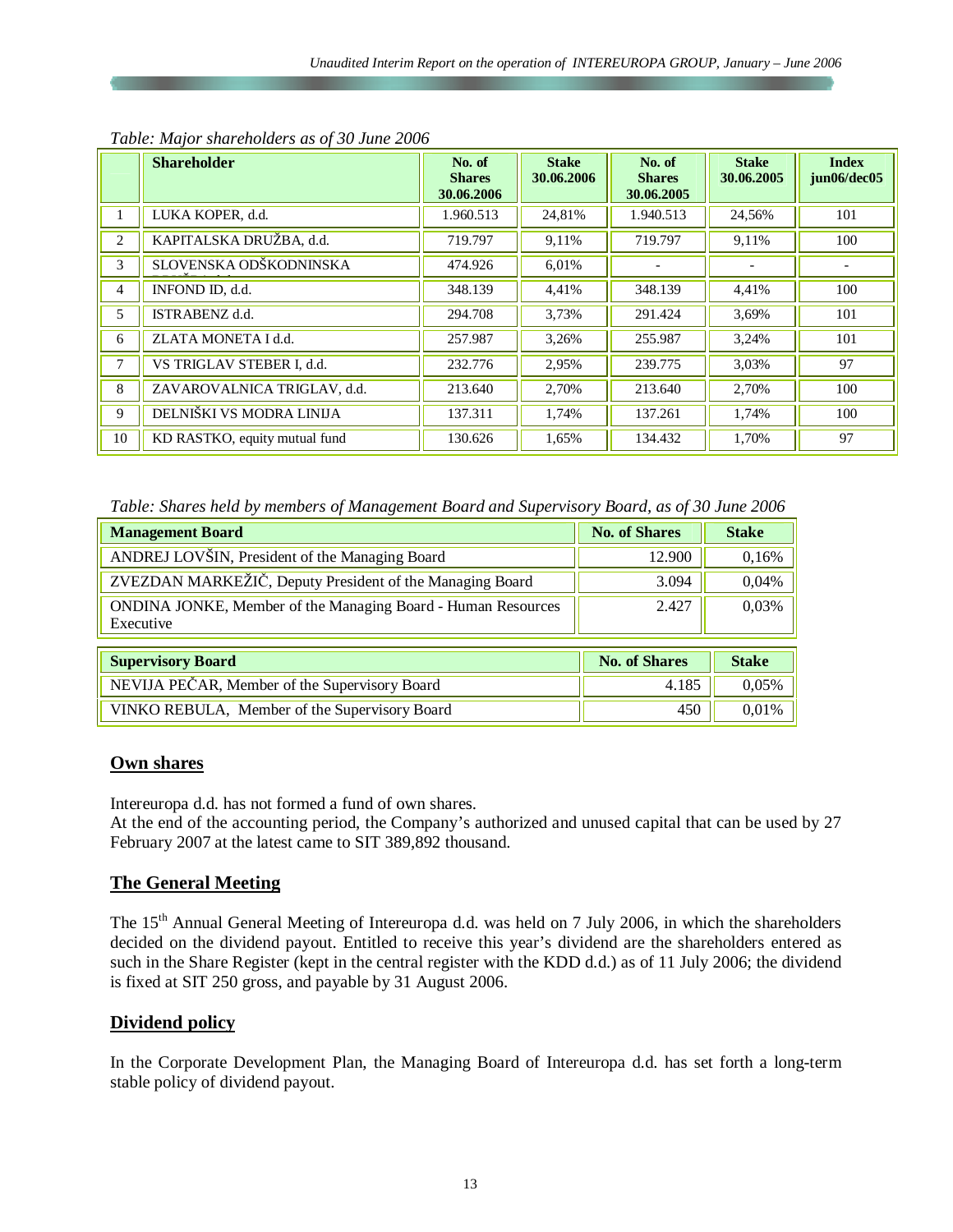*Table: Major shareholders as of 30 June 2006*

| | Shareholder | No. of Shares 30.06.2006 | Stake 30.06.2006 | No. of Shares 30.06.2005 | Stake 30.06.2005 | Index jun06/dec05 |
|---|---|---|---|---|---|---|
| 1 | LUKA KOPER, d.d. | 1.960.513 | 24,81% | 1.940.513 | 24,56% | 101 |
| 2 | KAPITALSKA DRUŽBA, d.d. | 719.797 | 9,11% | 719.797 | 9,11% | 100 |
| 3 | SLOVENSKA ODŠKODNINSKA | 474.926 | 6,01% | - | - | - |
| 4 | INFOND ID, d.d. | 348.139 | 4,41% | 348.139 | 4,41% | 100 |
| 5 | ISTRABENZ d.d. | 294.708 | 3,73% | 291.424 | 3,69% | 101 |
| 6 | ZLATA MONETA I d.d. | 257.987 | 3,26% | 255.987 | 3,24% | 101 |
| 7 | VS TRIGLAV STEBER I, d.d. | 232.776 | 2,95% | 239.775 | 3,03% | 97 |
| 8 | ZAVAROVALNICA TRIGLAV, d.d. | 213.640 | 2,70% | 213.640 | 2,70% | 100 |
| 9 | DELNIŠKI VS MODRA LINIJA | 137.311 | 1,74% | 137.261 | 1,74% | 100 |
| 10 | KD RASTKO, equity mutual fund | 130.626 | 1,65% | 134.432 | 1,70% | 97 |

*Table: Shares held by members of Management Board and Supervisory Board, as of 30 June 2006*

| Management Board | No. of Shares | Stake |
|---|---|---|
| ANDREJ LOVŠIN, President of the Managing Board | 12.900 | 0,16% |
| ZVEZDAN MARKEŽIČ, Deputy President of the Managing Board | 3.094 | 0,04% |
| ONDINA JONKE, Member of the Managing Board - Human Resources Executive | 2.427 | 0,03% |

| Supervisory Board | No. of Shares | Stake |
|---|---|---|
| NEVIJA PEČAR, Member of the Supervisory Board | 4.185 | 0,05% |
| VINKO REBULA, Member of the Supervisory Board | 450 | 0,01% |

## Own shares

Intereuropa d.d. has not formed a fund of own shares.
At the end of the accounting period, the Company's authorized and unused capital that can be used by 27 February 2007 at the latest came to SIT 389,892 thousand.

## The General Meeting

The 15th Annual General Meeting of Intereuropa d.d. was held on 7 July 2006, in which the shareholders decided on the dividend payout. Entitled to receive this year's dividend are the shareholders entered as such in the Share Register (kept in the central register with the KDD d.d.) as of 11 July 2006; the dividend is fixed at SIT 250 gross, and payable by 31 August 2006.

## Dividend policy

In the Corporate Development Plan, the Managing Board of Intereuropa d.d. has set forth a long-term stable policy of dividend payout.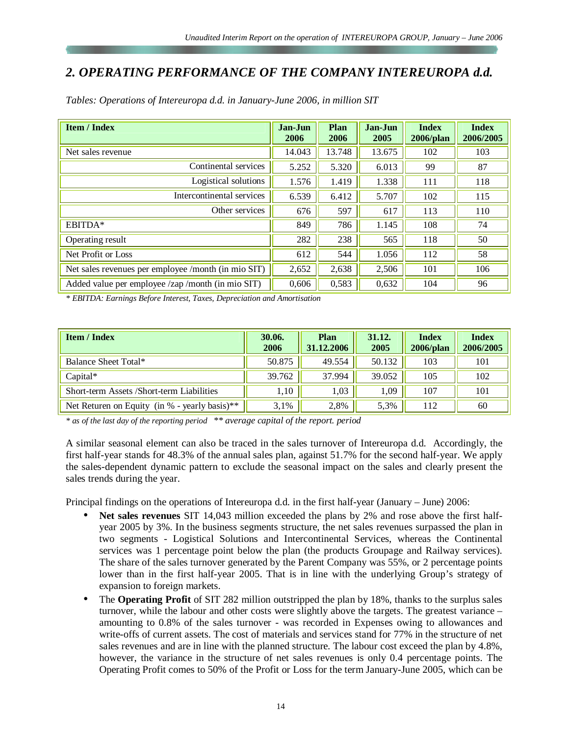## 2. OPERATING PERFORMANCE OF THE COMPANY INTEREUROPA d.d.

*Tables: Operations of Intereuropa d.d. in January-June 2006, in million SIT*

| Item / Index | Jan-Jun 2006 | Plan 2006 | Jan-Jun 2005 | Index 2006/plan | Index 2006/2005 |
|---|---|---|---|---|---|
| Net sales revenue | 14.043 | 13.748 | 13.675 | 102 | 103 |
| Continental services | 5.252 | 5.320 | 6.013 | 99 | 87 |
| Logistical solutions | 1.576 | 1.419 | 1.338 | 111 | 118 |
| Intercontinental services | 6.539 | 6.412 | 5.707 | 102 | 115 |
| Other services | 676 | 597 | 617 | 113 | 110 |
| EBITDA* | 849 | 786 | 1.145 | 108 | 74 |
| Operating result | 282 | 238 | 565 | 118 | 50 |
| Net Profit or Loss | 612 | 544 | 1.056 | 112 | 58 |
| Net sales revenues per employee /month (in mio SIT) | 2,652 | 2,638 | 2,506 | 101 | 106 |
| Added value per employee /zap /month (in mio SIT) | 0,606 | 0,583 | 0,632 | 104 | 96 |

*\* EBITDA: Earnings Before Interest, Taxes, Depreciation and Amortisation*

| Item / Index | 30.06. 2006 | Plan 31.12.2006 | 31.12. 2005 | Index 2006/plan | Index 2006/2005 |
|---|---|---|---|---|---|
| Balance Sheet Total* | 50.875 | 49.554 | 50.132 | 103 | 101 |
| Capital* | 39.762 | 37.994 | 39.052 | 105 | 102 |
| Short-term Assets /Short-term Liabilities | 1,10 | 1,03 | 1,09 | 107 | 101 |
| Net Returen on Equity (in % - yearly basis)** | 3,1% | 2,8% | 5,3% | 112 | 60 |

*\* as of the last day of the reporting period \*\* average capital of the report. period*

A similar seasonal element can also be traced in the sales turnover of Intereuropa d.d. Accordingly, the first half-year stands for 48.3% of the annual sales plan, against 51.7% for the second half-year. We apply the sales-dependent dynamic pattern to exclude the seasonal impact on the sales and clearly present the sales trends during the year.

Principal findings on the operations of Intereuropa d.d. in the first half-year (January – June) 2006:

- **Net sales revenues** SIT 14,043 million exceeded the plans by 2% and rose above the first half-year 2005 by 3%. In the business segments structure, the net sales revenues surpassed the plan in two segments - Logistical Solutions and Intercontinental Services, whereas the Continental services was 1 percentage point below the plan (the products Groupage and Railway services). The share of the sales turnover generated by the Parent Company was 55%, or 2 percentage points lower than in the first half-year 2005. That is in line with the underlying Group's strategy of expansion to foreign markets.
- The **Operating Profit** of SIT 282 million outstripped the plan by 18%, thanks to the surplus sales turnover, while the labour and other costs were slightly above the targets. The greatest variance – amounting to 0.8% of the sales turnover - was recorded in Expenses owing to allowances and write-offs of current assets. The cost of materials and services stand for 77% in the structure of net sales revenues and are in line with the planned structure. The labour cost exceed the plan by 4.8%, however, the variance in the structure of net sales revenues is only 0.4 percentage points. The Operating Profit comes to 50% of the Profit or Loss for the term January-June 2005, which can be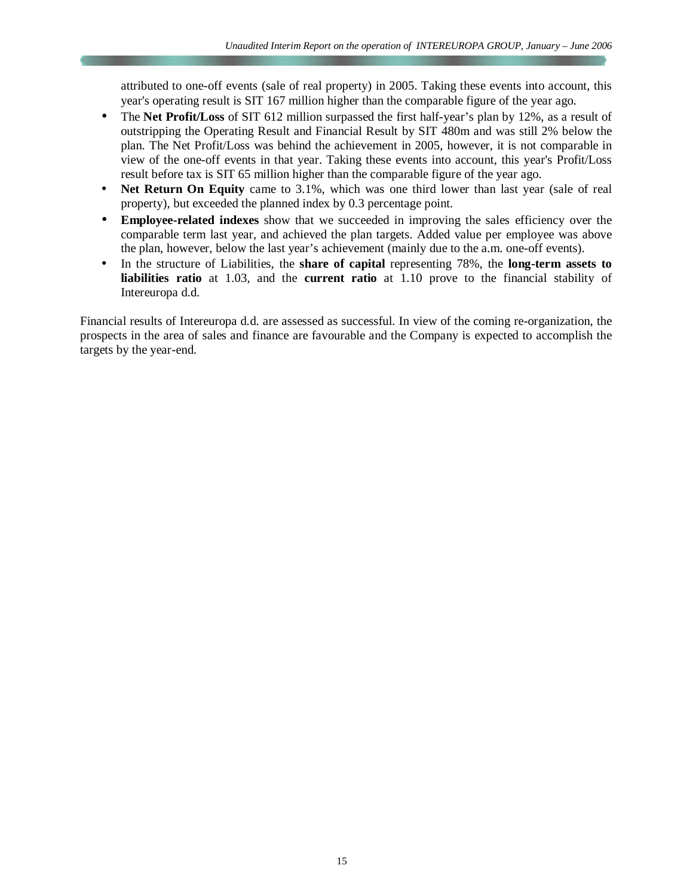attributed to one-off events (sale of real property) in 2005. Taking these events into account, this year's operating result is SIT 167 million higher than the comparable figure of the year ago.

- The **Net Profit/Loss** of SIT 612 million surpassed the first half-year's plan by 12%, as a result of outstripping the Operating Result and Financial Result by SIT 480m and was still 2% below the plan. The Net Profit/Loss was behind the achievement in 2005, however, it is not comparable in view of the one-off events in that year. Taking these events into account, this year's Profit/Loss result before tax is SIT 65 million higher than the comparable figure of the year ago.
- **Net Return On Equity** came to 3.1%, which was one third lower than last year (sale of real property), but exceeded the planned index by 0.3 percentage point.
- **Employee-related indexes** show that we succeeded in improving the sales efficiency over the comparable term last year, and achieved the plan targets. Added value per employee was above the plan, however, below the last year's achievement (mainly due to the a.m. one-off events).
- In the structure of Liabilities, the **share of capital** representing 78%, the **long-term assets to liabilities ratio** at 1.03, and the **current ratio** at 1.10 prove to the financial stability of Intereuropa d.d.

Financial results of Intereuropa d.d. are assessed as successful. In view of the coming re-organization, the prospects in the area of sales and finance are favourable and the Company is expected to accomplish the targets by the year-end.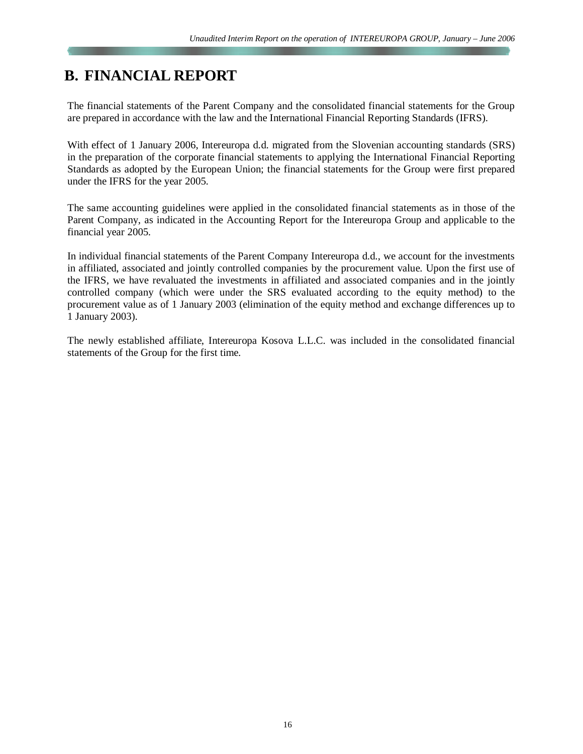# B. FINANCIAL REPORT

The financial statements of the Parent Company and the consolidated financial statements for the Group are prepared in accordance with the law and the International Financial Reporting Standards (IFRS).

With effect of 1 January 2006, Intereuropa d.d. migrated from the Slovenian accounting standards (SRS) in the preparation of the corporate financial statements to applying the International Financial Reporting Standards as adopted by the European Union; the financial statements for the Group were first prepared under the IFRS for the year 2005.

The same accounting guidelines were applied in the consolidated financial statements as in those of the Parent Company, as indicated in the Accounting Report for the Intereuropa Group and applicable to the financial year 2005.

In individual financial statements of the Parent Company Intereuropa d.d., we account for the investments in affiliated, associated and jointly controlled companies by the procurement value. Upon the first use of the IFRS, we have revaluated the investments in affiliated and associated companies and in the jointly controlled company (which were under the SRS evaluated according to the equity method) to the procurement value as of 1 January 2003 (elimination of the equity method and exchange differences up to 1 January 2003).

The newly established affiliate, Intereuropa Kosova L.L.C. was included in the consolidated financial statements of the Group for the first time.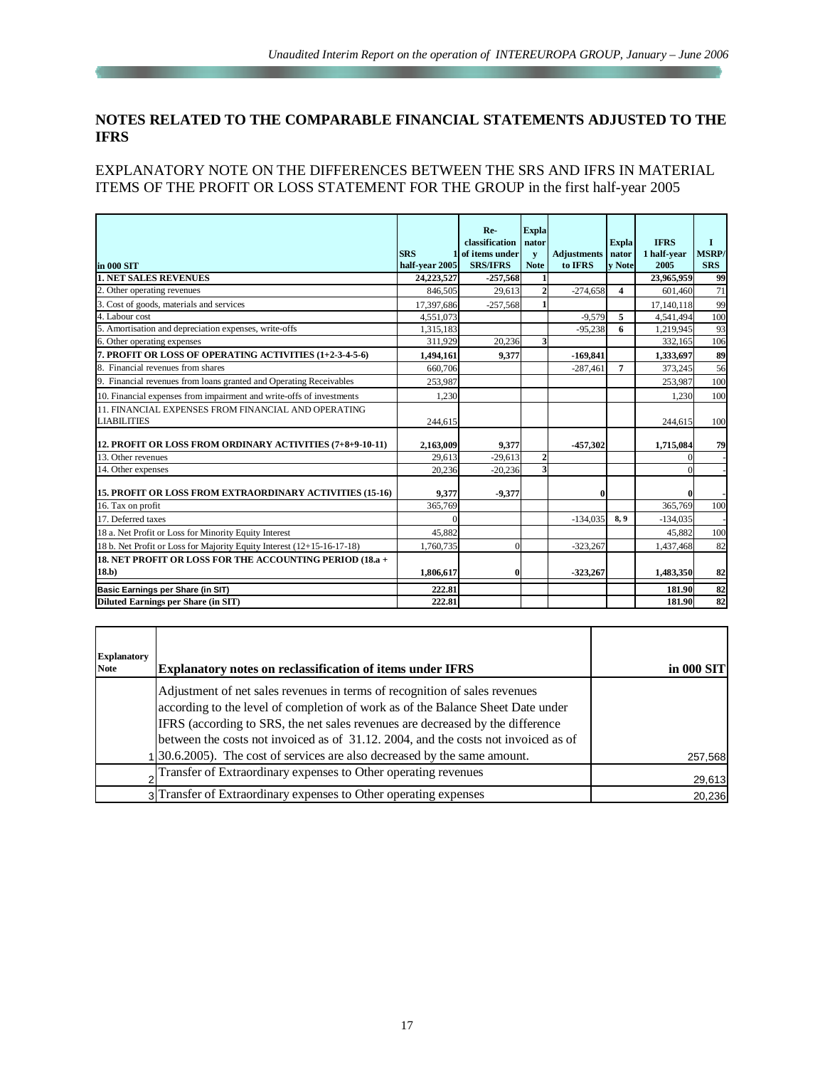## NOTES RELATED TO THE COMPARABLE FINANCIAL STATEMENTS ADJUSTED TO THE IFRS

EXPLANATORY NOTE ON THE DIFFERENCES BETWEEN THE SRS AND IFRS IN MATERIAL ITEMS OF THE PROFIT OR LOSS STATEMENT FOR THE GROUP in the first half-year 2005

| in 000 SIT | SRS 1 half-year 2005 | Re-classification of items under SRS/IFRS | Explanatory Note | Adjustments to IFRS | Explanatory Note | IFRS 1 half-year 2005 | I MSRP/SRS |
|---|---|---|---|---|---|---|---|
| **1. NET SALES REVENUES** | **24,223,527** | **-257,568** | **1** | | | **23,965,959** | **99** |
| 2. Other operating revenues | 846,505 | 29,613 | **2** | -274,658 | **4** | 601,460 | 71 |
| 3. Cost of goods, materials and services | 17,397,686 | -257,568 | **1** | | | 17,140,118 | 99 |
| 4. Labour cost | 4,551,073 | | | -9,579 | **5** | 4,541,494 | 100 |
| 5. Amortisation and depreciation expenses, write-offs | 1,315,183 | | | -95,238 | **6** | 1,219,945 | 93 |
| 6. Other operating expenses | 311,929 | 20,236 | **3** | | | 332,165 | 106 |
| **7. PROFIT OR LOSS OF OPERATING ACTIVITIES (1+2-3-4-5-6)** | **1,494,161** | **9,377** | | **-169,841** | | **1,333,697** | **89** |
| 8. Financial revenues from shares | 660,706 | | | -287,461 | **7** | 373,245 | 56 |
| 9. Financial revenues from loans granted and Operating Receivables | 253,987 | | | | | 253,987 | 100 |
| 10. Financial expenses from impairment and write-offs of investments | 1,230 | | | | | 1,230 | 100 |
| 11. FINANCIAL EXPENSES FROM FINANCIAL AND OPERATING LIABILITIES | 244,615 | | | | | 244,615 | 100 |
| **12. PROFIT OR LOSS FROM ORDINARY ACTIVITIES (7+8+9-10-11)** | **2,163,009** | **9,377** | | **-457,302** | | **1,715,084** | **79** |
| 13. Other revenues | 29,613 | -29,613 | **2** | | | 0 | - |
| 14. Other expenses | 20,236 | -20,236 | **3** | | | 0 | - |
| **15. PROFIT OR LOSS FROM EXTRAORDINARY ACTIVITIES (15-16)** | **9,377** | **-9,377** | | **0** | | **0** | - |
| 16. Tax on profit | 365,769 | | | | | 365,769 | 100 |
| 17. Deferred taxes | 0 | | | -134,035 | **8, 9** | -134,035 | - |
| 18 a. Net Profit or Loss for Minority Equity Interest | 45,882 | | | | | 45,882 | 100 |
| 18 b. Net Profit or Loss for Majority Equity Interest (12+15-16-17-18) | 1,760,735 | 0 | | -323,267 | | 1,437,468 | 82 |
| **18. NET PROFIT OR LOSS FOR THE ACCOUNTING PERIOD (18.a + 18.b)** | **1,806,617** | **0** | | **-323,267** | | **1,483,350** | **82** |
| **Basic Earnings per Share (in SIT)** | **222.81** | | | | | **181.90** | **82** |
| **Diluted Earnings per Share (in SIT)** | **222.81** | | | | | **181.90** | **82** |

| Explanatory Note | Explanatory notes on reclassification of items under IFRS | in 000 SIT |
|---|---|---|
| 1 | Adjustment of net sales revenues in terms of recognition of sales revenues according to the level of completion of work as of the Balance Sheet Date under IFRS (according to SRS, the net sales revenues are decreased by the difference between the costs not invoiced as of 31.12. 2004, and the costs not invoiced as of 30.6.2005). The cost of services are also decreased by the same amount. | 257,568 |
| 2 | Transfer of Extraordinary expenses to Other operating revenues | 29,613 |
| 3 | Transfer of Extraordinary expenses to Other operating expenses | 20,236 |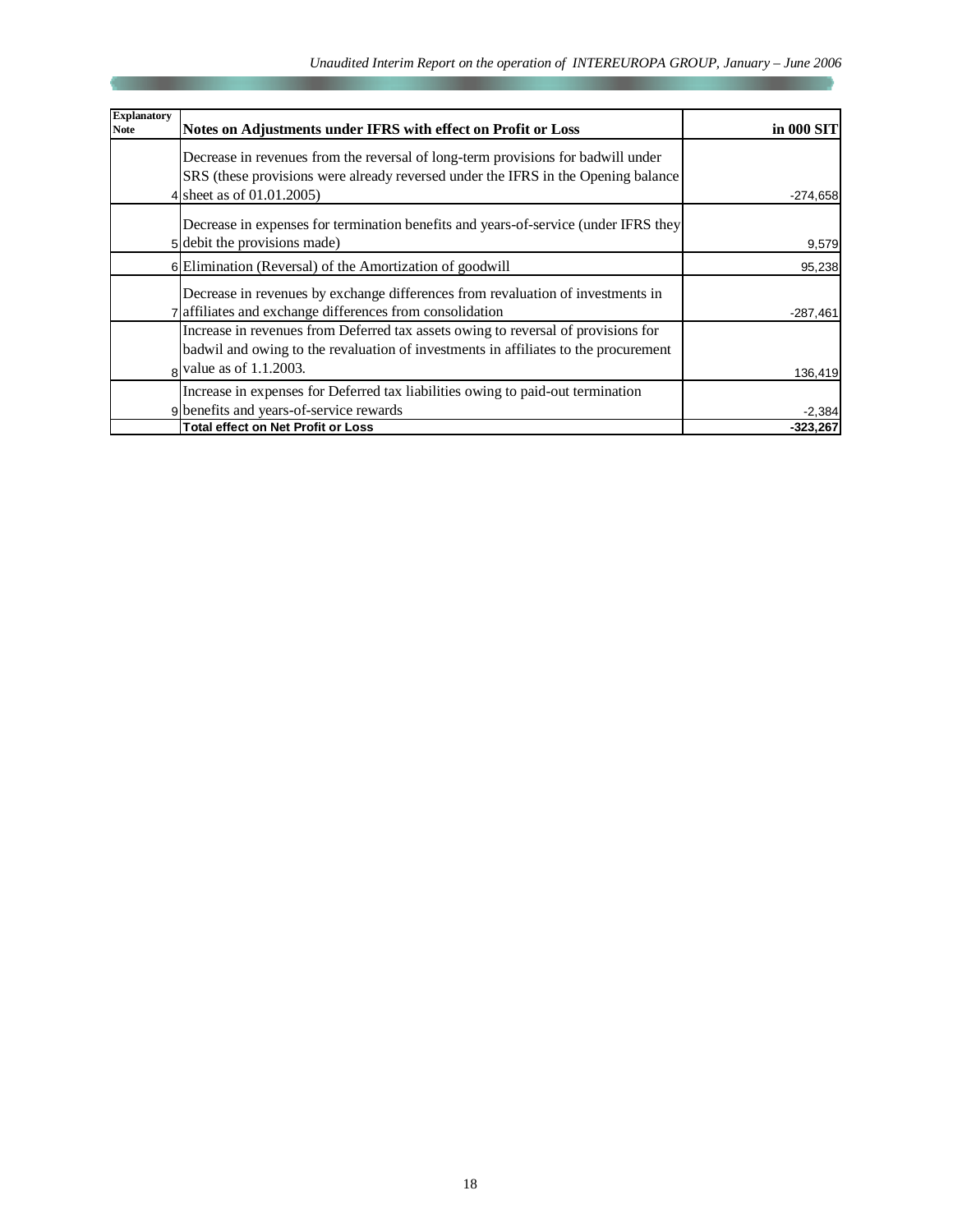| Explanatory Note | Notes on Adjustments under IFRS with effect on Profit or Loss | in 000 SIT |
|---|---|---|
| 4 | Decrease in revenues from the reversal of long-term provisions for badwill under SRS (these provisions were already reversed under the IFRS in the Opening balance sheet as of 01.01.2005) | -274,658 |
| 5 | Decrease in expenses for termination benefits and years-of-service (under IFRS they debit the provisions made) | 9,579 |
| 6 | Elimination (Reversal) of the Amortization of goodwill | 95,238 |
| 7 | Decrease in revenues by exchange differences from revaluation of investments in affiliates and exchange differences from consolidation | -287,461 |
| 8 | Increase in revenues from Deferred tax assets owing to reversal of provisions for badwil and owing to the revaluation of investments in affiliates to the procurement value as of 1.1.2003. | 136,419 |
| 9 | Increase in expenses for Deferred tax liabilities owing to paid-out termination benefits and years-of-service rewards | -2,384 |
| | **Total effect on Net Profit or Loss** | **-323,267** |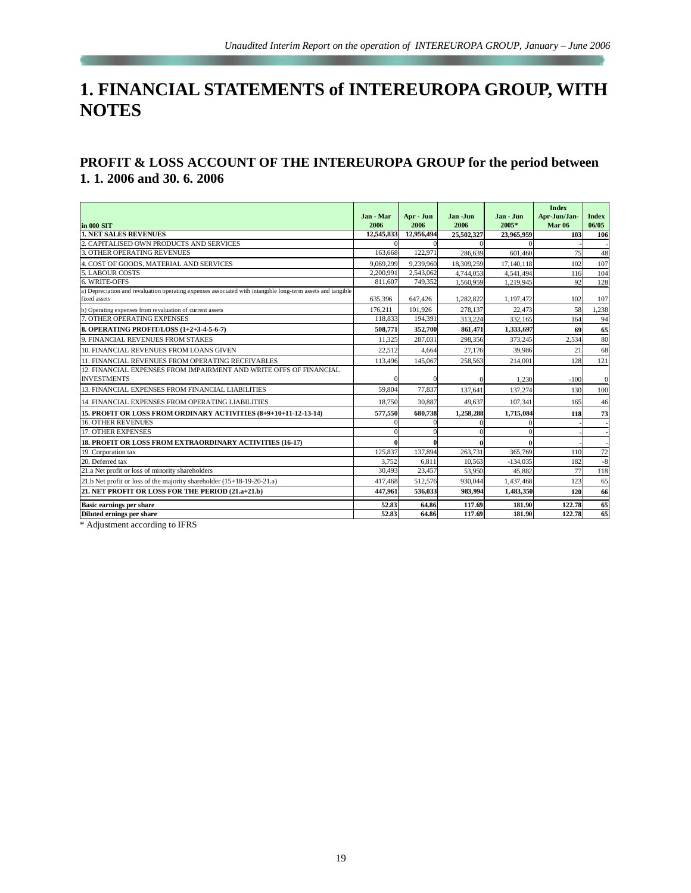# 1. FINANCIAL STATEMENTS of INTEREUROPA GROUP, WITH NOTES

## PROFIT & LOSS ACCOUNT OF THE INTEREUROPA GROUP for the period between 1. 1. 2006 and 30. 6. 2006

| in 000 SIT | Jan - Mar 2006 | Apr - Jun 2006 | Jan -Jun 2006 | Jan - Jun 2005* | Index Apr-Jun/Jan-Mar 06 | Index 06/05 |
|---|---|---|---|---|---|---|
| **1. NET SALES REVENUES** | **12,545,833** | **12,956,494** | **25,502,327** | **23,965,959** | **103** | **106** |
| 2. CAPITALISED OWN PRODUCTS AND SERVICES | 0 | 0 | 0 | 0 | - | - |
| 3. OTHER OPERATING REVENUES | 163,668 | 122,971 | 286,639 | 601,460 | 75 | 48 |
| 4. COST OF GOODS, MATERIAL AND SERVICES | 9,069,299 | 9,239,960 | 18,309,259 | 17,140,118 | 102 | 107 |
| 5. LABOUR COSTS | 2,200,991 | 2,543,062 | 4,744,053 | 4,541,494 | 116 | 104 |
| 6. WRITE-OFFS | 811,607 | 749,352 | 1,560,959 | 1,219,945 | 92 | 128 |
| a) Depreciation and revaluation operating expenses associated with intangible long-term assets and tangible fixed assets | 635,396 | 647,426 | 1,282,822 | 1,197,472 | 102 | 107 |
| b) Operating expenses from revaluation of current assets | 176,211 | 101,926 | 278,137 | 22,473 | 58 | 1,238 |
| 7. OTHER OPERATING EXPENSES | 118,833 | 194,391 | 313,224 | 332,165 | 164 | 94 |
| **8. OPERATING PROFIT/LOSS (1+2+3-4-5-6-7)** | **508,771** | **352,700** | **861,471** | **1,333,697** | **69** | **65** |
| 9. FINANCIAL REVENUES FROM STAKES | 11,325 | 287,031 | 298,356 | 373,245 | 2,534 | 80 |
| 10. FINANCIAL REVENUES FROM LOANS GIVEN | 22,512 | 4,664 | 27,176 | 39,986 | 21 | 68 |
| 11. FINANCIAL REVENUES FROM OPERATING RECEIVABLES | 113,496 | 145,067 | 258,563 | 214,001 | 128 | 121 |
| 12. FINANCIAL EXPENSES FROM IMPAIRMENT AND WRITE OFFS OF FINANCIAL INVESTMENTS | 0 | 0 | 0 | 1,230 | -100 | 0 |
| 13. FINANCIAL EXPENSES FROM FINANCIAL LIABILITIES | 59,804 | 77,837 | 137,641 | 137,274 | 130 | 100 |
| 14. FINANCIAL EXPENSES FROM OPERATING LIABILITIES | 18,750 | 30,887 | 49,637 | 107,341 | 165 | 46 |
| **15. PROFIT OR LOSS FROM ORDINARY ACTIVITIES (8+9+10+11-12-13-14)** | **577,550** | **680,738** | **1,258,288** | **1,715,084** | **118** | **73** |
| 16. OTHER REVENUES | 0 | 0 | 0 | 0 | - | - |
| 17. OTHER EXPENSES | 0 | 0 | 0 | 0 | - | - |
| **18. PROFIT OR LOSS FROM EXTRAORDINARY ACTIVITIES (16-17)** | **0** | **0** | **0** | **0** | - | - |
| 19. Corporation tax | 125,837 | 137,894 | 263,731 | 365,769 | 110 | 72 |
| 20. Deferred tax | 3,752 | 6,811 | 10,563 | -134,035 | 182 | -8 |
| 21.a Net profit or loss of minority shareholders | 30,493 | 23,457 | 53,950 | 45,882 | 77 | 118 |
| 21.b Net profit or loss of the majority shareholder (15+18-19-20-21.a) | 417,468 | 512,576 | 930,044 | 1,437,468 | 123 | 65 |
| **21. NET PROFIT OR LOSS FOR THE PERIOD (21.a+21.b)** | **447,961** | **536,033** | **983,994** | **1,483,350** | **120** | **66** |
| **Basic earnings per share** | **52.83** | **64.86** | **117.69** | **181.90** | **122.78** | **65** |
| **Diluted ernings per share** | **52.83** | **64.86** | **117.69** | **181.90** | **122.78** | **65** |

* Adjustment according to IFRS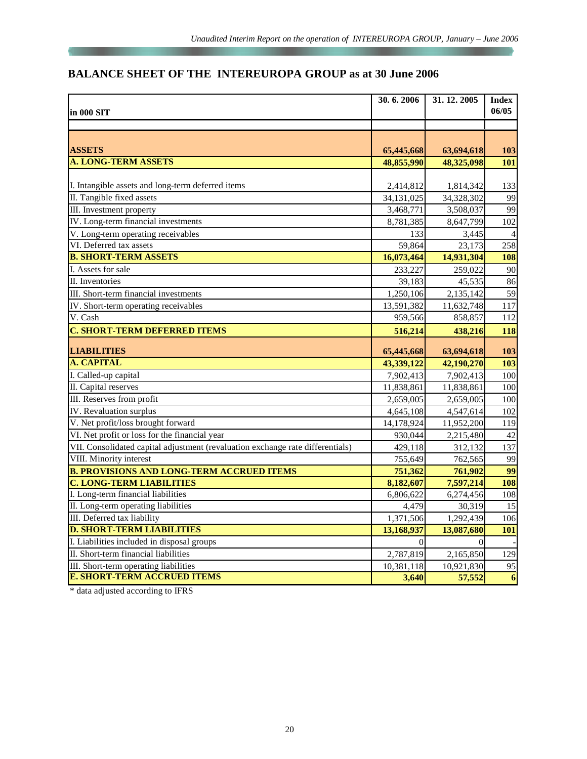## BALANCE SHEET OF THE INTEREUROPA GROUP as at 30 June 2006

| in 000 SIT | 30. 6. 2006 | 31. 12. 2005 | Index 06/05 |
|---|---|---|---|
| **ASSETS** | **65,445,668** | **63,694,618** | **103** |
| **A. LONG-TERM ASSETS** | **48,855,990** | **48,325,098** | **101** |
| I. Intangible assets and long-term deferred items | 2,414,812 | 1,814,342 | 133 |
| II. Tangible fixed assets | 34,131,025 | 34,328,302 | 99 |
| III. Investment property | 3,468,771 | 3,508,037 | 99 |
| IV. Long-term financial investments | 8,781,385 | 8,647,799 | 102 |
| V. Long-term operating receivables | 133 | 3,445 | 4 |
| VI. Deferred tax assets | 59,864 | 23,173 | 258 |
| **B. SHORT-TERM ASSETS** | **16,073,464** | **14,931,304** | **108** |
| I. Assets for sale | 233,227 | 259,022 | 90 |
| II. Inventories | 39,183 | 45,535 | 86 |
| III. Short-term financial investments | 1,250,106 | 2,135,142 | 59 |
| IV. Short-term operating receivables | 13,591,382 | 11,632,748 | 117 |
| V. Cash | 959,566 | 858,857 | 112 |
| **C. SHORT-TERM DEFERRED ITEMS** | **516,214** | **438,216** | **118** |
| **LIABILITIES** | **65,445,668** | **63,694,618** | **103** |
| **A. CAPITAL** | **43,339,122** | **42,190,270** | **103** |
| I. Called-up capital | 7,902,413 | 7,902,413 | 100 |
| II. Capital reserves | 11,838,861 | 11,838,861 | 100 |
| III. Reserves from profit | 2,659,005 | 2,659,005 | 100 |
| IV. Revaluation surplus | 4,645,108 | 4,547,614 | 102 |
| V. Net profit/loss brought forward | 14,178,924 | 11,952,200 | 119 |
| VI. Net profit or loss for the financial year | 930,044 | 2,215,480 | 42 |
| VII. Consolidated capital adjustment (revaluation exchange rate differentials) | 429,118 | 312,132 | 137 |
| VIII. Minority interest | 755,649 | 762,565 | 99 |
| **B. PROVISIONS AND LONG-TERM ACCRUED ITEMS** | **751,362** | **761,902** | **99** |
| **C. LONG-TERM LIABILITIES** | **8,182,607** | **7,597,214** | **108** |
| I. Long-term financial liabilities | 6,806,622 | 6,274,456 | 108 |
| II. Long-term operating liabilities | 4,479 | 30,319 | 15 |
| III. Deferred tax liability | 1,371,506 | 1,292,439 | 106 |
| **D. SHORT-TERM LIABILITIES** | **13,168,937** | **13,087,680** | **101** |
| I. Liabilities included in disposal groups | 0 | 0 | - |
| II. Short-term financial liabilities | 2,787,819 | 2,165,850 | 129 |
| III. Short-term operating liabilities | 10,381,118 | 10,921,830 | 95 |
| **E. SHORT-TERM ACCRUED ITEMS** | **3,640** | **57,552** | **6** |

\* data adjusted according to IFRS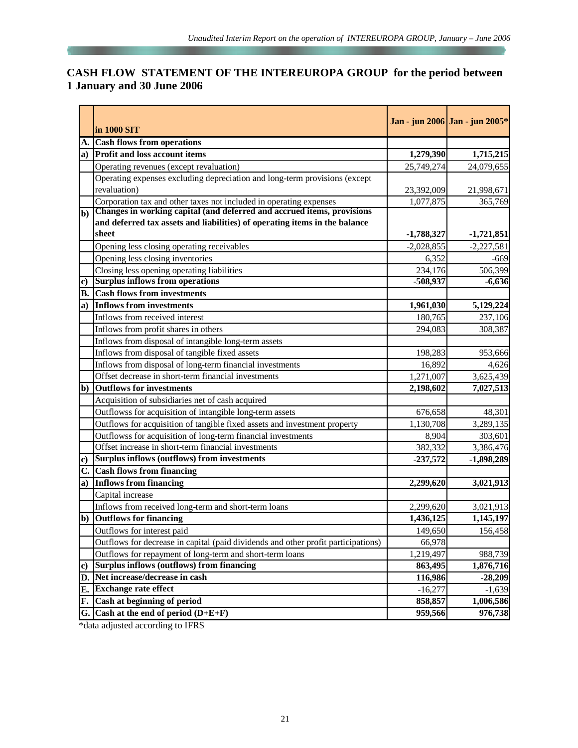## CASH FLOW STATEMENT OF THE INTEREUROPA GROUP for the period between 1 January and 30 June 2006

| | in 1000 SIT | Jan - jun 2006 | Jan - jun 2005* |
|---|---|---|---|
| **A.** | **Cash flows from operations** | | |
| **a)** | **Profit and loss account items** | **1,279,390** | **1,715,215** |
| | Operating revenues (except revaluation) | 25,749,274 | 24,079,655 |
| | Operating expenses excluding depreciation and long-term provisions (except revaluation) | 23,392,009 | 21,998,671 |
| | Corporation tax and other taxes not included in operating expenses | 1,077,875 | 365,769 |
| **b)** | **Changes in working capital (and deferred and accrued items, provisions and deferred tax assets and liabilities) of operating items in the balance sheet** | **-1,788,327** | **-1,721,851** |
| | Opening less closing operating receivables | -2,028,855 | -2,227,581 |
| | Opening less closing inventories | 6,352 | -669 |
| | Closing less opening operating liabilities | 234,176 | 506,399 |
| **c)** | **Surplus inflows from operations** | **-508,937** | **-6,636** |
| **B.** | **Cash flows from investments** | | |
| **a)** | **Inflows from investments** | **1,961,030** | **5,129,224** |
| | Inflows from received interest | 180,765 | 237,106 |
| | Inflows from profit shares in others | 294,083 | 308,387 |
| | Inflows from disposal of intangible long-term assets | | |
| | Inflows from disposal of tangible fixed assets | 198,283 | 953,666 |
| | Inflows from disposal of long-term financial investments | 16,892 | 4,626 |
| | Offset decrease in short-term financial investments | 1,271,007 | 3,625,439 |
| **b)** | **Outflows for investments** | **2,198,602** | **7,027,513** |
| | Acquisition of subsidiaries net of cash acquired | | |
| | Outflowss for acquisition of intangible long-term assets | 676,658 | 48,301 |
| | Outflows for acquisition of tangible fixed assets and investment property | 1,130,708 | 3,289,135 |
| | Outflowss for acquisition of long-term financial investments | 8,904 | 303,601 |
| | Offset increase in short-term financial investments | 382,332 | 3,386,476 |
| **c)** | **Surplus inflows (outflows) from investments** | **-237,572** | **-1,898,289** |
| **C.** | **Cash flows from financing** | | |
| **a)** | **Inflows from financing** | **2,299,620** | **3,021,913** |
| | Capital increase | | |
| | Inflows from received long-term and short-term loans | 2,299,620 | 3,021,913 |
| **b)** | **Outflows for financing** | **1,436,125** | **1,145,197** |
| | Outflows for interest paid | 149,650 | 156,458 |
| | Outflows for decrease in capital (paid dividends and other profit participations) | 66,978 | |
| | Outflows for repayment of long-term and short-term loans | 1,219,497 | 988,739 |
| **c)** | **Surplus inflows (outflows) from financing** | **863,495** | **1,876,716** |
| **D.** | **Net increase/decrease in cash** | **116,986** | **-28,209** |
| **E.** | **Exchange rate effect** | -16,277 | -1,639 |
| **F.** | **Cash at beginning of period** | **858,857** | **1,006,586** |
| **G.** | **Cash at the end of period (D+E+F)** | **959,566** | **976,738** |

*data adjusted according to IFRS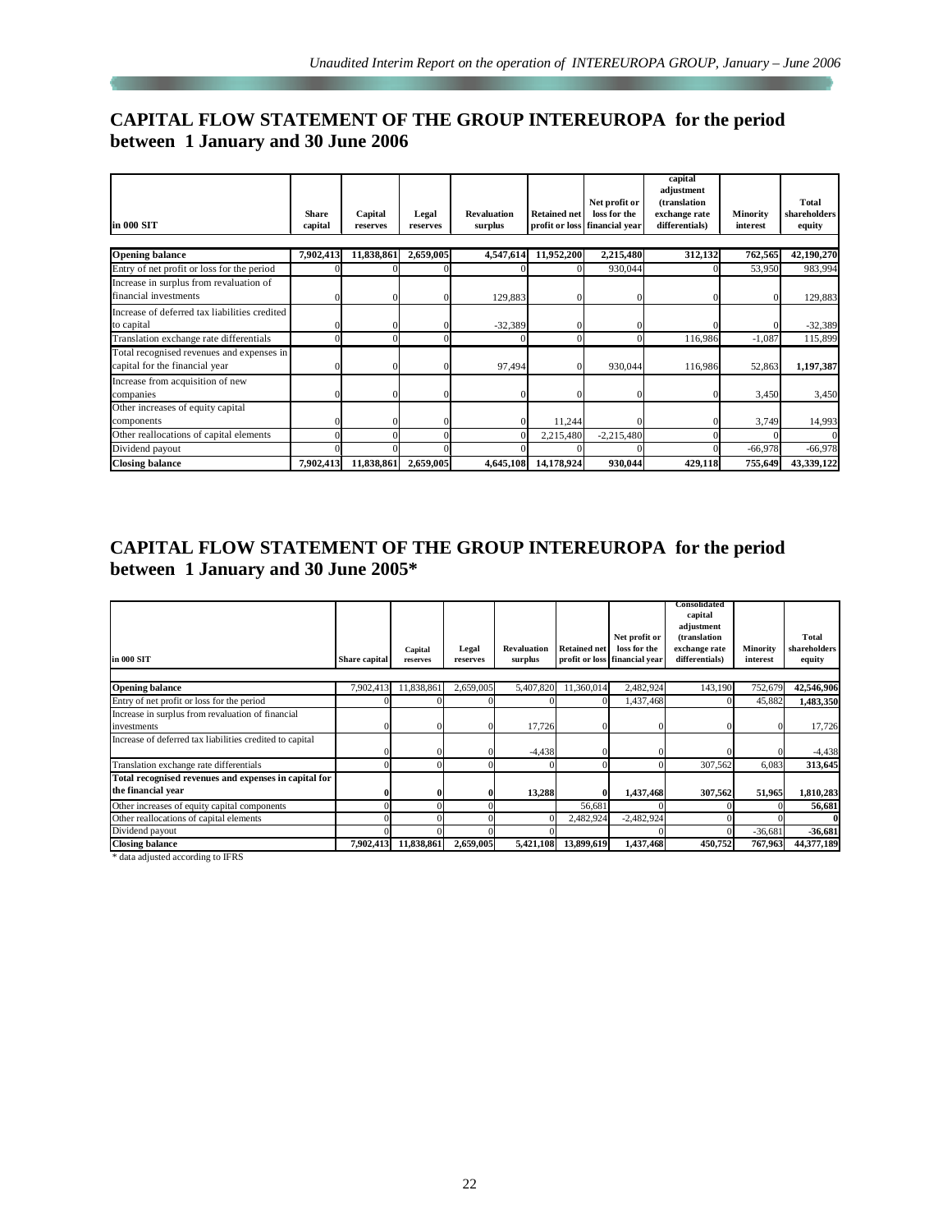## CAPITAL FLOW STATEMENT OF THE GROUP INTEREUROPA for the period between 1 January and 30 June 2006

| in 000 SIT | Share capital | Capital reserves | Legal reserves | Revaluation surplus | Retained net profit or loss | Net profit or loss for the financial year | capital adjustment (translation exchange rate differentials) | Minority interest | Total shareholders equity |
|---|---|---|---|---|---|---|---|---|---|
| **Opening balance** | **7,902,413** | **11,838,861** | **2,659,005** | **4,547,614** | **11,952,200** | **2,215,480** | **312,132** | **762,565** | **42,190,270** |
| Entry of net profit or loss for the period | 0 | 0 | 0 | 0 | 0 | 930,044 | 0 | 53,950 | 983,994 |
| Increase in surplus from revaluation of financial investments | 0 | 0 | 0 | 129,883 | 0 | 0 | 0 | 0 | 129,883 |
| Increase of deferred tax liabilities credited to capital | 0 | 0 | 0 | -32,389 | 0 | 0 | 0 | 0 | -32,389 |
| Translation exchange rate differentials | 0 | 0 | 0 | 0 | 0 | 0 | 116,986 | -1,087 | 115,899 |
| Total recognised revenues and expenses in capital for the financial year | 0 | 0 | 0 | 97,494 | 0 | 930,044 | 116,986 | 52,863 | **1,197,387** |
| Increase from acquisition of new companies | 0 | 0 | 0 | 0 | 0 | 0 | 0 | 3,450 | 3,450 |
| Other increases of equity capital components | 0 | 0 | 0 | 0 | 11,244 | 0 | 0 | 3,749 | 14,993 |
| Other reallocations of capital elements | 0 | 0 | 0 | 0 | 2,215,480 | -2,215,480 | 0 | 0 | 0 |
| Dividend payout | 0 | 0 | 0 | 0 | 0 | 0 | 0 | -66,978 | -66,978 |
| **Closing balance** | **7,902,413** | **11,838,861** | **2,659,005** | **4,645,108** | **14,178,924** | **930,044** | **429,118** | **755,649** | **43,339,122** |

## CAPITAL FLOW STATEMENT OF THE GROUP INTEREUROPA for the period between 1 January and 30 June 2005*

| in 000 SIT | Share capital | Capital reserves | Legal reserves | Revaluation surplus | Retained net profit or loss | Net profit or loss for the financial year | Consolidated capital adjustment (translation exchange rate differentials) | Minority interest | Total shareholders equity |
|---|---|---|---|---|---|---|---|---|---|
| **Opening balance** | 7,902,413 | 11,838,861 | 2,659,005 | 5,407,820 | 11,360,014 | 2,482,924 | 143,190 | 752,679 | **42,546,906** |
| Entry of net profit or loss for the period | 0 | 0 | 0 | 0 | 0 | 1,437,468 | 0 | 45,882 | **1,483,350** |
| Increase in surplus from revaluation of financial investments | 0 | 0 | 0 | 17,726 | 0 | 0 | 0 | 0 | 17,726 |
| Increase of deferred tax liabilities credited to capital | 0 | 0 | 0 | -4,438 | 0 | 0 | 0 | 0 | -4,438 |
| Translation exchange rate differentials | 0 | 0 | 0 | 0 | 0 | 0 | 307,562 | 6,083 | **313,645** |
| **Total recognised revenues and expenses in capital for the financial year** | **0** | **0** | **0** | **13,288** | **0** | **1,437,468** | **307,562** | **51,965** | **1,810,283** |
| Other increases of equity capital components | 0 | 0 | 0 | | 56,681 | 0 | 0 | 0 | **56,681** |
| Other reallocations of capital elements | 0 | 0 | 0 | 0 | 2,482,924 | -2,482,924 | 0 | 0 | **0** |
| Dividend payout | 0 | 0 | 0 | 0 | | 0 | 0 | -36,681 | **-36,681** |
| **Closing balance** | **7,902,413** | **11,838,861** | **2,659,005** | **5,421,108** | **13,899,619** | **1,437,468** | **450,752** | **767,963** | **44,377,189** |

\* data adjusted according to IFRS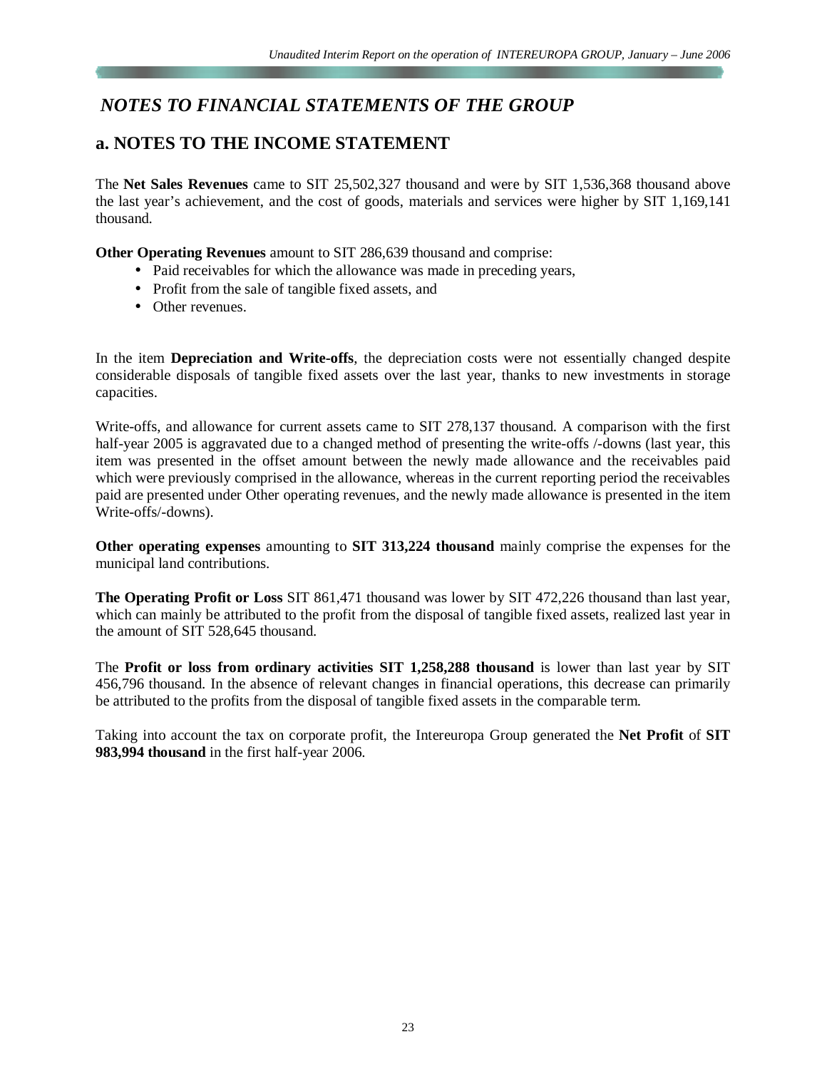# *NOTES TO FINANCIAL STATEMENTS OF THE GROUP*

## a. NOTES TO THE INCOME STATEMENT

The **Net Sales Revenues** came to SIT 25,502,327 thousand and were by SIT 1,536,368 thousand above the last year's achievement, and the cost of goods, materials and services were higher by SIT 1,169,141 thousand.

**Other Operating Revenues** amount to SIT 286,639 thousand and comprise:

- Paid receivables for which the allowance was made in preceding years,
- Profit from the sale of tangible fixed assets, and
- Other revenues.

In the item **Depreciation and Write-offs**, the depreciation costs were not essentially changed despite considerable disposals of tangible fixed assets over the last year, thanks to new investments in storage capacities.

Write-offs, and allowance for current assets came to SIT 278,137 thousand. A comparison with the first half-year 2005 is aggravated due to a changed method of presenting the write-offs /-downs (last year, this item was presented in the offset amount between the newly made allowance and the receivables paid which were previously comprised in the allowance, whereas in the current reporting period the receivables paid are presented under Other operating revenues, and the newly made allowance is presented in the item Write-offs/-downs).

**Other operating expenses** amounting to **SIT 313,224 thousand** mainly comprise the expenses for the municipal land contributions.

**The Operating Profit or Loss** SIT 861,471 thousand was lower by SIT 472,226 thousand than last year, which can mainly be attributed to the profit from the disposal of tangible fixed assets, realized last year in the amount of SIT 528,645 thousand.

The **Profit or loss from ordinary activities SIT 1,258,288 thousand** is lower than last year by SIT 456,796 thousand. In the absence of relevant changes in financial operations, this decrease can primarily be attributed to the profits from the disposal of tangible fixed assets in the comparable term.

Taking into account the tax on corporate profit, the Intereuropa Group generated the **Net Profit** of **SIT 983,994 thousand** in the first half-year 2006.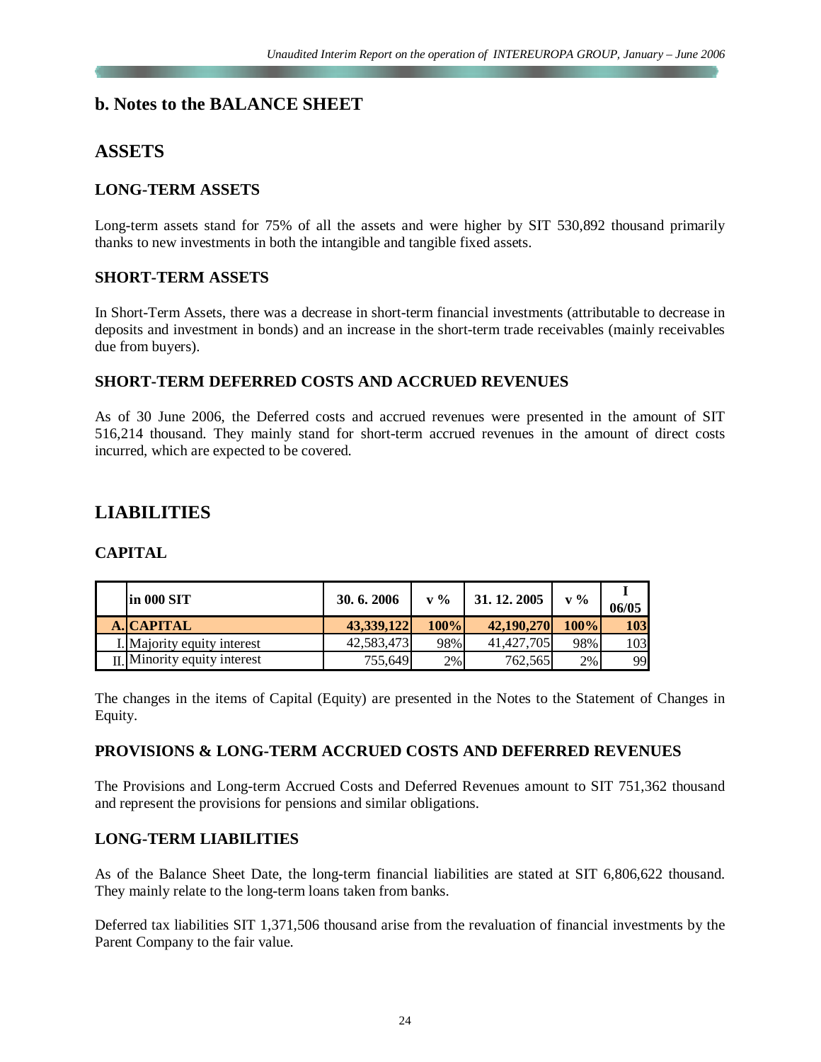## b. Notes to the BALANCE SHEET

# ASSETS

### LONG-TERM ASSETS

Long-term assets stand for 75% of all the assets and were higher by SIT 530,892 thousand primarily thanks to new investments in both the intangible and tangible fixed assets.

### SHORT-TERM ASSETS

In Short-Term Assets, there was a decrease in short-term financial investments (attributable to decrease in deposits and investment in bonds) and an increase in the short-term trade receivables (mainly receivables due from buyers).

### SHORT-TERM DEFERRED COSTS AND ACCRUED REVENUES

As of 30 June 2006, the Deferred costs and accrued revenues were presented in the amount of SIT 516,214 thousand. They mainly stand for short-term accrued revenues in the amount of direct costs incurred, which are expected to be covered.

# LIABILITIES

### CAPITAL

| | in 000 SIT | 30. 6. 2006 | v % | 31. 12. 2005 | v % | I 06/05 |
|---|---|---|---|---|---|---|
| **A.** | **CAPITAL** | **43,339,122** | **100%** | **42,190,270** | **100%** | **103** |
| I. | Majority equity interest | 42,583,473 | 98% | 41,427,705 | 98% | 103 |
| II. | Minority equity interest | 755,649 | 2% | 762,565 | 2% | 99 |

The changes in the items of Capital (Equity) are presented in the Notes to the Statement of Changes in Equity.

### PROVISIONS & LONG-TERM ACCRUED COSTS AND DEFERRED REVENUES

The Provisions and Long-term Accrued Costs and Deferred Revenues amount to SIT 751,362 thousand and represent the provisions for pensions and similar obligations.

### LONG-TERM LIABILITIES

As of the Balance Sheet Date, the long-term financial liabilities are stated at SIT 6,806,622 thousand. They mainly relate to the long-term loans taken from banks.

Deferred tax liabilities SIT 1,371,506 thousand arise from the revaluation of financial investments by the Parent Company to the fair value.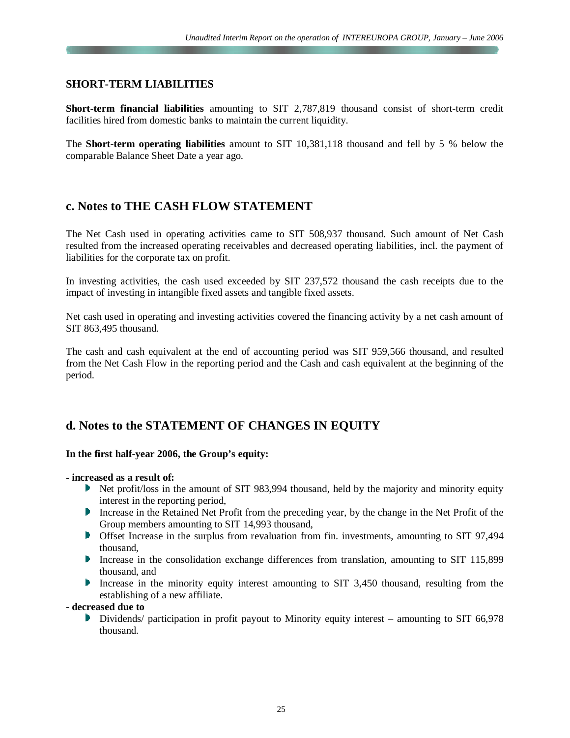## SHORT-TERM LIABILITIES

**Short-term financial liabilities** amounting to SIT 2,787,819 thousand consist of short-term credit facilities hired from domestic banks to maintain the current liquidity.

The **Short-term operating liabilities** amount to SIT 10,381,118 thousand and fell by 5 % below the comparable Balance Sheet Date a year ago.

## c. Notes to THE CASH FLOW STATEMENT

The Net Cash used in operating activities came to SIT 508,937 thousand. Such amount of Net Cash resulted from the increased operating receivables and decreased operating liabilities, incl. the payment of liabilities for the corporate tax on profit.

In investing activities, the cash used exceeded by SIT 237,572 thousand the cash receipts due to the impact of investing in intangible fixed assets and tangible fixed assets.

Net cash used in operating and investing activities covered the financing activity by a net cash amount of SIT 863,495 thousand.

The cash and cash equivalent at the end of accounting period was SIT 959,566 thousand, and resulted from the Net Cash Flow in the reporting period and the Cash and cash equivalent at the beginning of the period.

## d. Notes to the STATEMENT OF CHANGES IN EQUITY

**In the first half-year 2006, the Group's equity:**

**- increased as a result of:**

- Net profit/loss in the amount of SIT 983,994 thousand, held by the majority and minority equity interest in the reporting period,
- Increase in the Retained Net Profit from the preceding year, by the change in the Net Profit of the Group members amounting to SIT 14,993 thousand,
- Offset Increase in the surplus from revaluation from fin. investments, amounting to SIT 97,494 thousand,
- Increase in the consolidation exchange differences from translation, amounting to SIT 115,899 thousand, and
- Increase in the minority equity interest amounting to SIT 3,450 thousand, resulting from the establishing of a new affiliate.

**- decreased due to**

- Dividends/ participation in profit payout to Minority equity interest – amounting to SIT 66,978 thousand.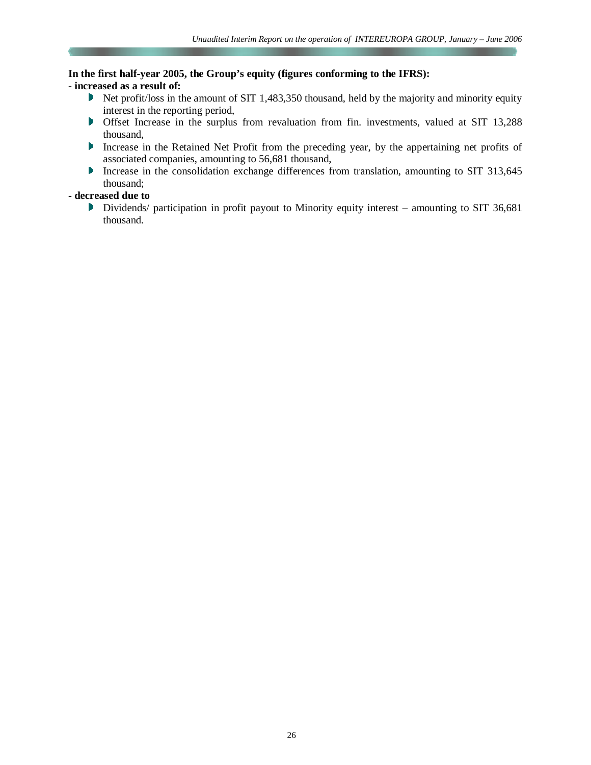**In the first half-year 2005, the Group's equity (figures conforming to the IFRS):**

**- increased as a result of:**

- Net profit/loss in the amount of SIT 1,483,350 thousand, held by the majority and minority equity interest in the reporting period,
- Offset Increase in the surplus from revaluation from fin. investments, valued at SIT 13,288 thousand,
- Increase in the Retained Net Profit from the preceding year, by the appertaining net profits of associated companies, amounting to 56,681 thousand,
- Increase in the consolidation exchange differences from translation, amounting to SIT 313,645 thousand;

**- decreased due to**

- Dividends/ participation in profit payout to Minority equity interest – amounting to SIT 36,681 thousand.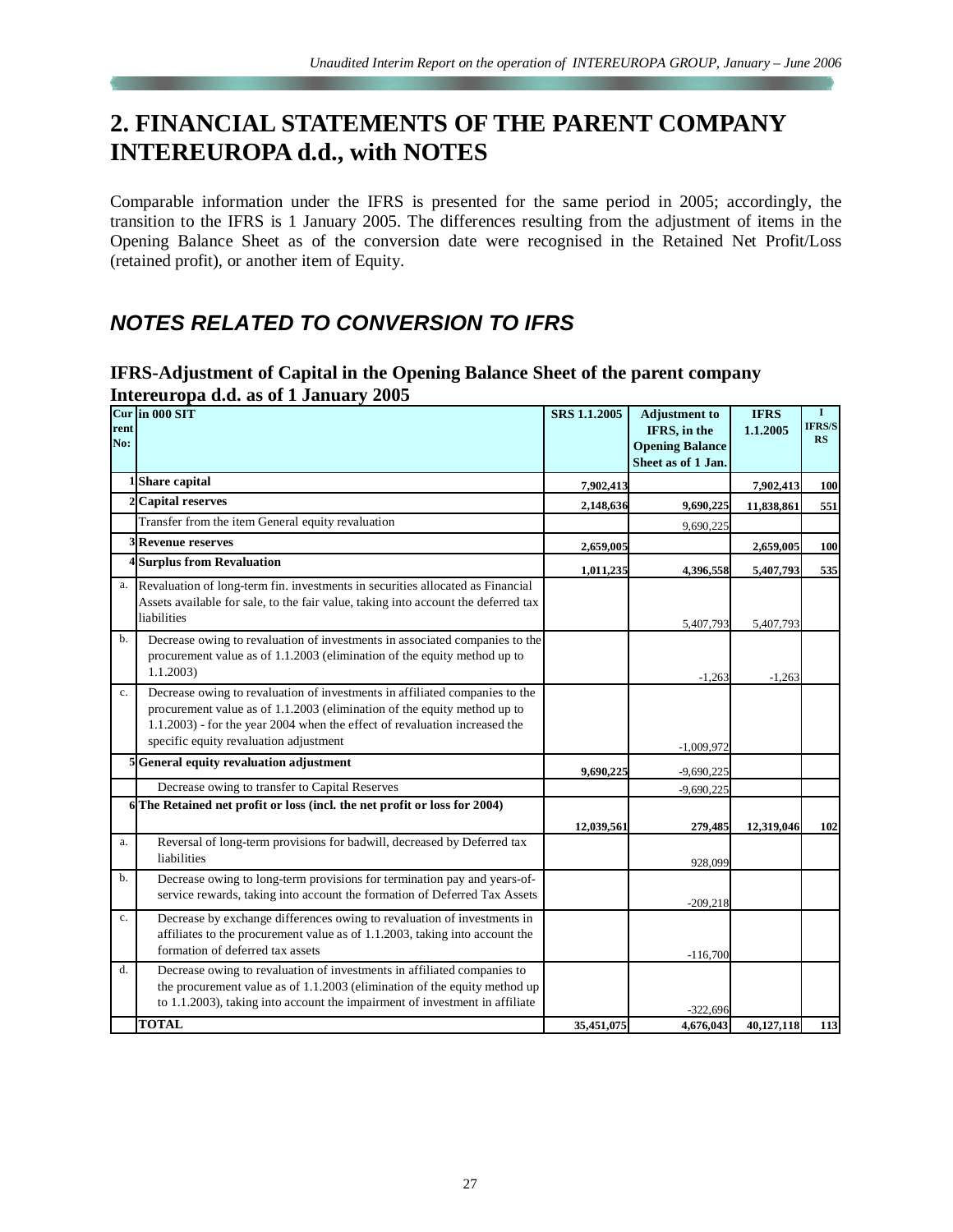# 2. FINANCIAL STATEMENTS OF THE PARENT COMPANY INTEREUROPA d.d., with NOTES

Comparable information under the IFRS is presented for the same period in 2005; accordingly, the transition to the IFRS is 1 January 2005. The differences resulting from the adjustment of items in the Opening Balance Sheet as of the conversion date were recognised in the Retained Net Profit/Loss (retained profit), or another item of Equity.

## *NOTES RELATED TO CONVERSION TO IFRS*

### IFRS-Adjustment of Capital in the Opening Balance Sheet of the parent company Intereuropa d.d. as of 1 January 2005

| Current No: | in 000 SIT | SRS 1.1.2005 | Adjustment to IFRS, in the Opening Balance Sheet as of 1 Jan. | IFRS 1.1.2005 | I IFRS/SRS |
|---|---|---|---|---|---|
| 1 | **Share capital** | **7,902,413** | | **7,902,413** | **100** |
| 2 | **Capital reserves** | **2,148,636** | **9,690,225** | **11,838,861** | **551** |
| | Transfer from the item General equity revaluation | | 9,690,225 | | |
| 3 | **Revenue reserves** | **2,659,005** | | **2,659,005** | **100** |
| 4 | **Surplus from Revaluation** | **1,011,235** | **4,396,558** | **5,407,793** | **535** |
| a. | Revaluation of long-term fin. investments in securities allocated as Financial Assets available for sale, to the fair value, taking into account the deferred tax liabilities | | 5,407,793 | 5,407,793 | |
| b. | Decrease owing to revaluation of investments in associated companies to the procurement value as of 1.1.2003 (elimination of the equity method up to 1.1.2003) | | -1,263 | -1,263 | |
| c. | Decrease owing to revaluation of investments in affiliated companies to the procurement value as of 1.1.2003 (elimination of the equity method up to 1.1.2003) - for the year 2004 when the effect of revaluation increased the specific equity revaluation adjustment | | -1,009,972 | | |
| 5 | **General equity revaluation adjustment** | **9,690,225** | -9,690,225 | | |
| | Decrease owing to transfer to Capital Reserves | | -9,690,225 | | |
| 6 | **The Retained net profit or loss (incl. the net profit or loss for 2004)** | **12,039,561** | **279,485** | **12,319,046** | **102** |
| a. | Reversal of long-term provisions for badwill, decreased by Deferred tax liabilities | | 928,099 | | |
| b. | Decrease owing to long-term provisions for termination pay and years-of-service rewards, taking into account the formation of Deferred Tax Assets | | -209,218 | | |
| c. | Decrease by exchange differences owing to revaluation of investments in affiliates to the procurement value as of 1.1.2003, taking into account the formation of deferred tax assets | | -116,700 | | |
| d. | Decrease owing to revaluation of investments in affiliated companies to the procurement value as of 1.1.2003 (elimination of the equity method up to 1.1.2003), taking into account the impairment of investment in affiliate | | -322,696 | | |
| | **TOTAL** | **35,451,075** | **4,676,043** | **40,127,118** | **113** |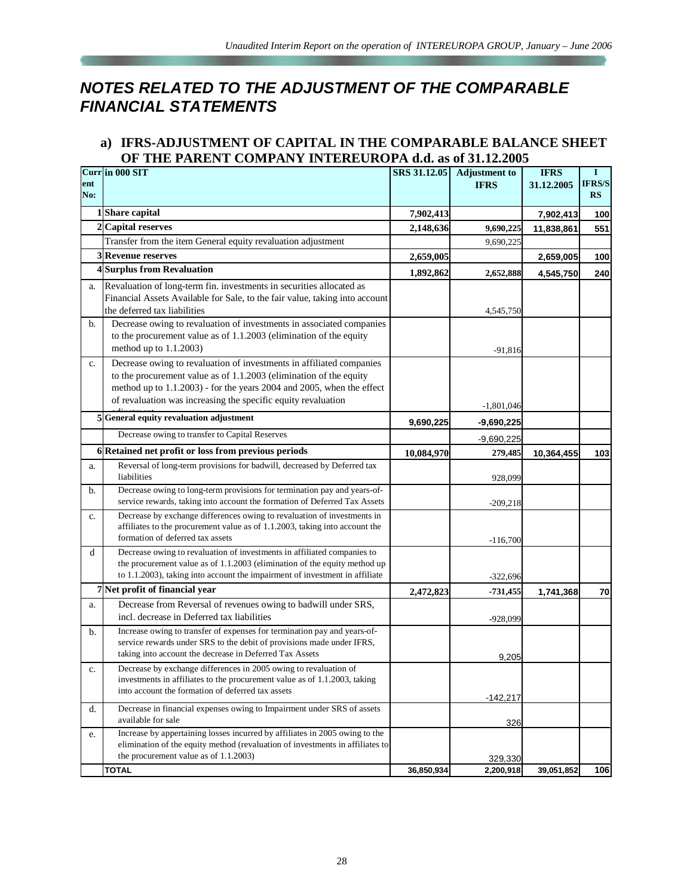## NOTES RELATED TO THE ADJUSTMENT OF THE COMPARABLE FINANCIAL STATEMENTS

### a) IFRS-ADJUSTMENT OF CAPITAL IN THE COMPARABLE BALANCE SHEET OF THE PARENT COMPANY INTEREUROPA d.d. as of 31.12.2005

| Current No: | in 000 SIT | SRS 31.12.05 | Adjustment to IFRS | IFRS 31.12.2005 | I IFRS/SRS |
|---|---|---|---|---|---|
| 1 | **Share capital** | 7,902,413 | | 7,902,413 | 100 |
| 2 | **Capital reserves** | 2,148,636 | 9,690,225 | 11,838,861 | 551 |
| | Transfer from the item General equity revaluation adjustment | | 9,690,225 | | |
| 3 | **Revenue reserves** | 2,659,005 | | 2,659,005 | 100 |
| 4 | **Surplus from Revaluation** | 1,892,862 | 2,652,888 | 4,545,750 | 240 |
| a. | Revaluation of long-term fin. investments in securities allocated as Financial Assets Available for Sale, to the fair value, taking into account the deferred tax liabilities | | 4,545,750 | | |
| b. | Decrease owing to revaluation of investments in associated companies to the procurement value as of 1.1.2003 (elimination of the equity method up to 1.1.2003) | | -91,816 | | |
| c. | Decrease owing to revaluation of investments in affiliated companies to the procurement value as of 1.1.2003 (elimination of the equity method up to 1.1.2003) - for the years 2004 and 2005, when the effect of revaluation was increasing the specific equity revaluation adjustment | | -1,801,046 | | |
| 5 | **General equity revaluation adjustment** | 9,690,225 | -9,690,225 | | |
| | Decrease owing to transfer to Capital Reserves | | -9,690,225 | | |
| 6 | **Retained net profit or loss from previous periods** | 10,084,970 | 279,485 | 10,364,455 | 103 |
| a. | Reversal of long-term provisions for badwill, decreased by Deferred tax liabilities | | 928,099 | | |
| b. | Decrease owing to long-term provisions for termination pay and years-of-service rewards, taking into account the formation of Deferred Tax Assets | | -209,218 | | |
| c. | Decrease by exchange differences owing to revaluation of investments in affiliates to the procurement value as of 1.1.2003, taking into account the formation of deferred tax assets | | -116,700 | | |
| d | Decrease owing to revaluation of investments in affiliated companies to the procurement value as of 1.1.2003 (elimination of the equity method up to 1.1.2003), taking into account the impairment of investment in affiliate | | -322,696 | | |
| 7 | **Net profit of financial year** | 2,472,823 | -731,455 | 1,741,368 | 70 |
| a. | Decrease from Reversal of revenues owing to badwill under SRS, incl. decrease in Deferred tax liabilities | | -928,099 | | |
| b. | Increase owing to transfer of expenses for termination pay and years-of-service rewards under SRS to the debit of provisions made under IFRS, taking into account the decrease in Deferred Tax Assets | | 9,205 | | |
| c. | Decrease by exchange differences in 2005 owing to revaluation of investments in affiliates to the procurement value as of 1.1.2003, taking into account the formation of deferred tax assets | | -142,217 | | |
| d. | Decrease in financial expenses owing to Impairment under SRS of assets available for sale | | 326 | | |
| e. | Increase by appertaining losses incurred by affiliates in 2005 owing to the elimination of the equity method (revaluation of investments in affiliates to the procurement value as of 1.1.2003) | | 329,330 | | |
| | **TOTAL** | 36,850,934 | 2,200,918 | 39,051,852 | 106 |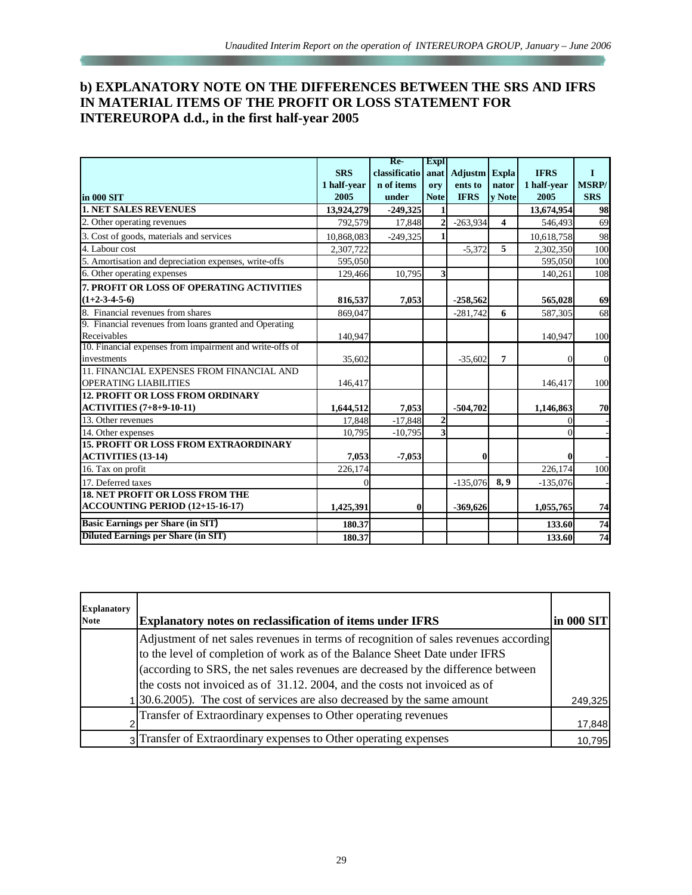## b) EXPLANATORY NOTE ON THE DIFFERENCES BETWEEN THE SRS AND IFRS IN MATERIAL ITEMS OF THE PROFIT OR LOSS STATEMENT FOR INTEREUROPA d.d., in the first half-year 2005

| in 000 SIT | SRS 1 half-year 2005 | Re-classification of items under | Explanatory Note | Adjustments to IFRS | Explanatory Note | IFRS 1 half-year 2005 | I MSRP/ SRS |
|---|---|---|---|---|---|---|---|
| **1. NET SALES REVENUES** | **13,924,279** | **-249,325** | **1** | | | **13,674,954** | **98** |
| 2. Other operating revenues | 792,579 | 17,848 | 2 | -263,934 | 4 | 546,493 | 69 |
| 3. Cost of goods, materials and services | 10,868,083 | -249,325 | 1 | | | 10,618,758 | 98 |
| 4. Labour cost | 2,307,722 | | | -5,372 | 5 | 2,302,350 | 100 |
| 5. Amortisation and depreciation expenses, write-offs | 595,050 | | | | | 595,050 | 100 |
| 6. Other operating expenses | 129,466 | 10,795 | 3 | | | 140,261 | 108 |
| **7. PROFIT OR LOSS OF OPERATING ACTIVITIES (1+2-3-4-5-6)** | **816,537** | **7,053** | | **-258,562** | | **565,028** | **69** |
| 8. Financial revenues from shares | 869,047 | | | -281,742 | 6 | 587,305 | 68 |
| 9. Financial revenues from loans granted and Operating Receivables | 140,947 | | | | | 140,947 | 100 |
| 10. Financial expenses from impairment and write-offs of investments | 35,602 | | | -35,602 | 7 | 0 | 0 |
| 11. FINANCIAL EXPENSES FROM FINANCIAL AND OPERATING LIABILITIES | 146,417 | | | | | 146,417 | 100 |
| **12. PROFIT OR LOSS FROM ORDINARY ACTIVITIES (7+8+9-10-11)** | **1,644,512** | **7,053** | | **-504,702** | | **1,146,863** | **70** |
| 13. Other revenues | 17,848 | -17,848 | 2 | | | 0 | - |
| 14. Other expenses | 10,795 | -10,795 | 3 | | | 0 | - |
| **15. PROFIT OR LOSS FROM EXTRAORDINARY ACTIVITIES (13-14)** | **7,053** | **-7,053** | | **0** | | **0** | - |
| 16. Tax on profit | 226,174 | | | | | 226,174 | 100 |
| 17. Deferred taxes | 0 | | | -135,076 | **8, 9** | -135,076 | - |
| **18. NET PROFIT OR LOSS FROM THE ACCOUNTING PERIOD (12+15-16-17)** | **1,425,391** | **0** | | **-369,626** | | **1,055,765** | **74** |
| **Basic Earnings per Share (in SIT)** | **180.37** | | | | | **133.60** | **74** |
| **Diluted Earnings per Share (in SIT)** | **180.37** | | | | | **133.60** | **74** |

| Explanatory Note | Explanatory notes on reclassification of items under IFRS | in 000 SIT |
|---|---|---|
| 1 | Adjustment of net sales revenues in terms of recognition of sales revenues according to the level of completion of work as of the Balance Sheet Date under IFRS (according to SRS, the net sales revenues are decreased by the difference between the costs not invoiced as of 31.12. 2004, and the costs not invoiced as of 30.6.2005). The cost of services are also decreased by the same amount | 249,325 |
| 2 | Transfer of Extraordinary expenses to Other operating revenues | 17,848 |
| 3 | Transfer of Extraordinary expenses to Other operating expenses | 10,795 |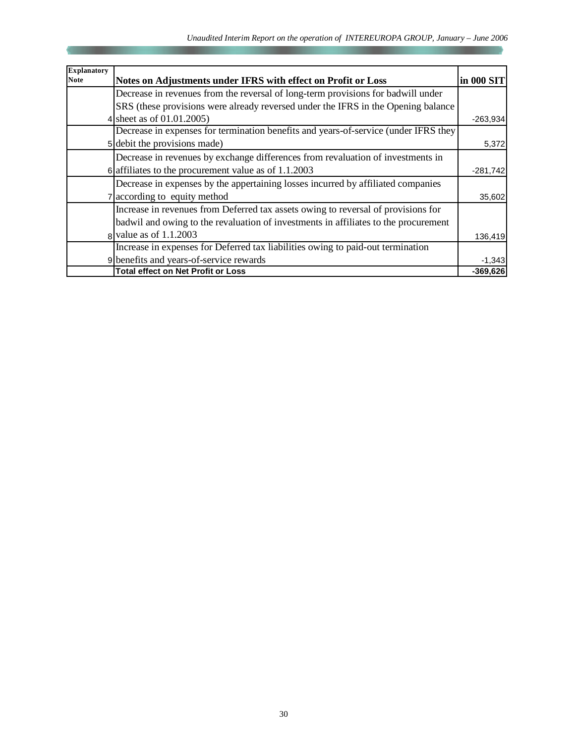| Explanatory Note | Notes on Adjustments under IFRS with effect on Profit or Loss | in 000 SIT |
|---|---|---|
| 4 | Decrease in revenues from the reversal of long-term provisions for badwill under SRS (these provisions were already reversed under the IFRS in the Opening balance sheet as of 01.01.2005) | -263,934 |
| 5 | Decrease in expenses for termination benefits and years-of-service (under IFRS they debit the provisions made) | 5,372 |
| 6 | Decrease in revenues by exchange differences from revaluation of investments in affiliates to the procurement value as of 1.1.2003 | -281,742 |
| 7 | Decrease in expenses by the appertaining losses incurred by affiliated companies according to equity method | 35,602 |
| 8 | Increase in revenues from Deferred tax assets owing to reversal of provisions for badwil and owing to the revaluation of investments in affiliates to the procurement value as of 1.1.2003 | 136,419 |
| 9 | Increase in expenses for Deferred tax liabilities owing to paid-out termination benefits and years-of-service rewards | -1,343 |
| | **Total effect on Net Profit or Loss** | **-369,626** |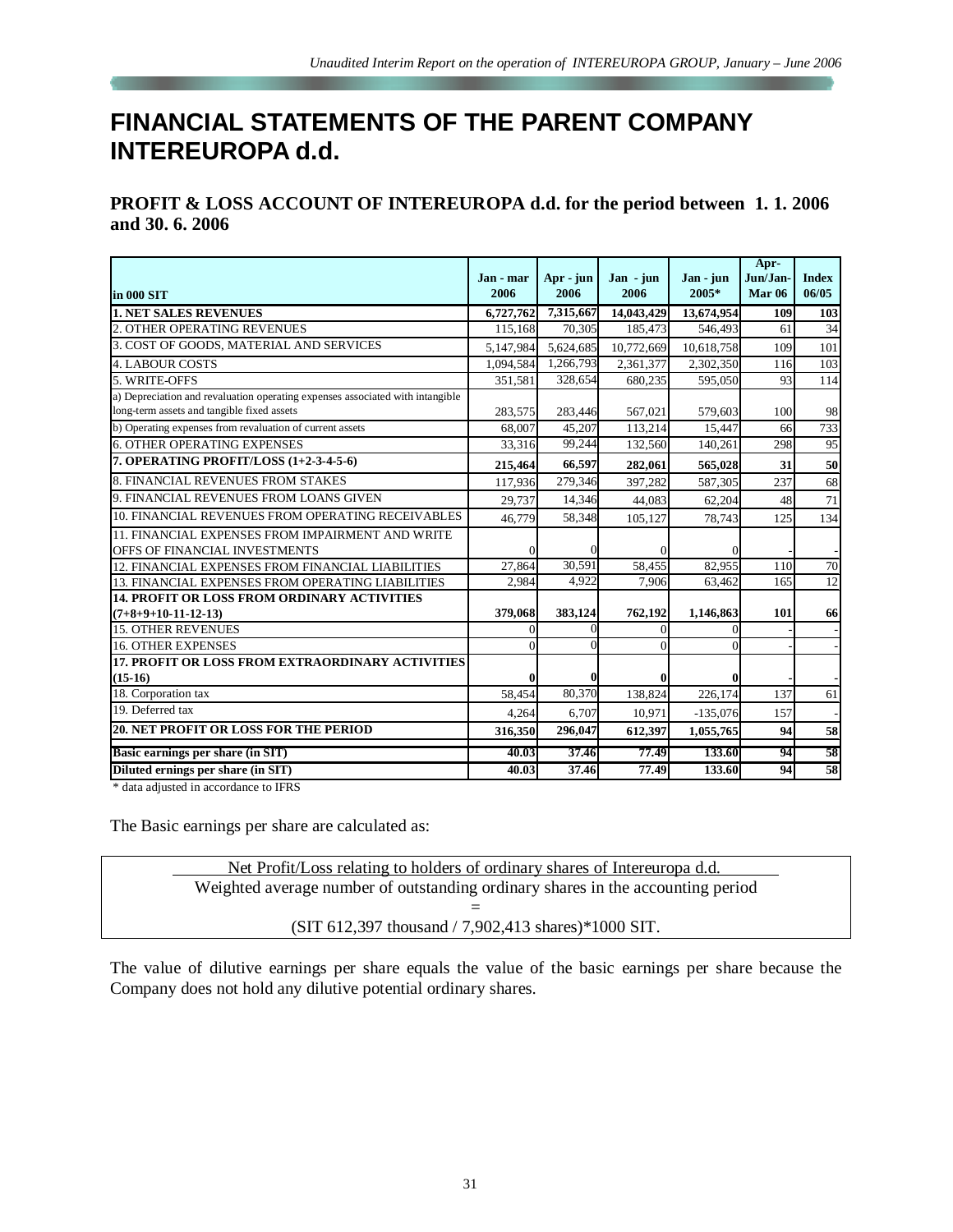# FINANCIAL STATEMENTS OF THE PARENT COMPANY INTEREUROPA d.d.

## PROFIT & LOSS ACCOUNT OF INTEREUROPA d.d. for the period between 1. 1. 2006 and 30. 6. 2006

| in 000 SIT | Jan - mar 2006 | Apr - jun 2006 | Jan - jun 2006 | Jan - jun 2005* | Apr-Jun/Jan-Mar 06 | Index 06/05 |
|---|---|---|---|---|---|---|
| **1. NET SALES REVENUES** | **6,727,762** | **7,315,667** | **14,043,429** | **13,674,954** | **109** | **103** |
| 2. OTHER OPERATING REVENUES | 115,168 | 70,305 | 185,473 | 546,493 | 61 | 34 |
| 3. COST OF GOODS, MATERIAL AND SERVICES | 5,147,984 | 5,624,685 | 10,772,669 | 10,618,758 | 109 | 101 |
| 4. LABOUR COSTS | 1,094,584 | 1,266,793 | 2,361,377 | 2,302,350 | 116 | 103 |
| 5. WRITE-OFFS | 351,581 | 328,654 | 680,235 | 595,050 | 93 | 114 |
| a) Depreciation and revaluation operating expenses associated with intangible long-term assets and tangible fixed assets | 283,575 | 283,446 | 567,021 | 579,603 | 100 | 98 |
| b) Operating expenses from revaluation of current assets | 68,007 | 45,207 | 113,214 | 15,447 | 66 | 733 |
| 6. OTHER OPERATING EXPENSES | 33,316 | 99,244 | 132,560 | 140,261 | 298 | 95 |
| **7. OPERATING PROFIT/LOSS (1+2-3-4-5-6)** | **215,464** | **66,597** | **282,061** | **565,028** | **31** | **50** |
| 8. FINANCIAL REVENUES FROM STAKES | 117,936 | 279,346 | 397,282 | 587,305 | 237 | 68 |
| 9. FINANCIAL REVENUES FROM LOANS GIVEN | 29,737 | 14,346 | 44,083 | 62,204 | 48 | 71 |
| 10. FINANCIAL REVENUES FROM OPERATING RECEIVABLES | 46,779 | 58,348 | 105,127 | 78,743 | 125 | 134 |
| 11. FINANCIAL EXPENSES FROM IMPAIRMENT AND WRITE OFFS OF FINANCIAL INVESTMENTS | 0 | 0 | 0 | 0 | - | - |
| 12. FINANCIAL EXPENSES FROM FINANCIAL LIABILITIES | 27,864 | 30,591 | 58,455 | 82,955 | 110 | 70 |
| 13. FINANCIAL EXPENSES FROM OPERATING LIABILITIES | 2,984 | 4,922 | 7,906 | 63,462 | 165 | 12 |
| **14. PROFIT OR LOSS FROM ORDINARY ACTIVITIES (7+8+9+10-11-12-13)** | **379,068** | **383,124** | **762,192** | **1,146,863** | **101** | **66** |
| 15. OTHER REVENUES | 0 | 0 | 0 | 0 | - | - |
| 16. OTHER EXPENSES | 0 | 0 | 0 | 0 | - | - |
| **17. PROFIT OR LOSS FROM EXTRAORDINARY ACTIVITIES (15-16)** | **0** | **0** | **0** | **0** | - | - |
| 18. Corporation tax | 58,454 | 80,370 | 138,824 | 226,174 | 137 | 61 |
| 19. Deferred tax | 4,264 | 6,707 | 10,971 | -135,076 | 157 | - |
| **20. NET PROFIT OR LOSS FOR THE PERIOD** | **316,350** | **296,047** | **612,397** | **1,055,765** | **94** | **58** |
| **Basic earnings per share (in SIT)** | **40.03** | **37.46** | **77.49** | **133.60** | **94** | **58** |
| **Diluted ernings per share (in SIT)** | **40.03** | **37.46** | **77.49** | **133.60** | **94** | **58** |

\* data adjusted in accordance to IFRS

The Basic earnings per share are calculated as:

$$\frac{\text{Net Profit/Loss relating to holders of ordinary shares of Intereuropa d.d.}}{\text{Weighted average number of outstanding ordinary shares in the accounting period}}$$

=

(SIT 612,397 thousand / 7,902,413 shares)*1000 SIT.

The value of dilutive earnings per share equals the value of the basic earnings per share because the Company does not hold any dilutive potential ordinary shares.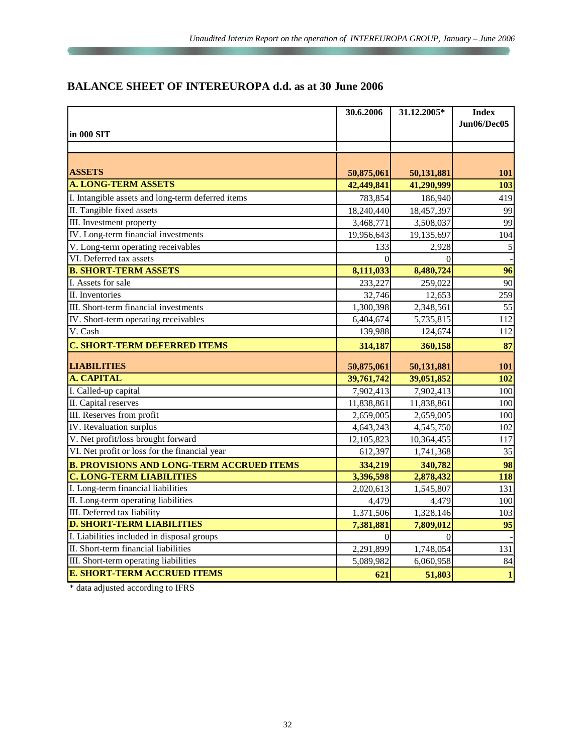## BALANCE SHEET OF INTEREUROPA d.d. as at 30 June 2006

| in 000 SIT | 30.6.2006 | 31.12.2005* | Index Jun06/Dec05 |
|---|---|---|---|
| **ASSETS** | **50,875,061** | **50,131,881** | **101** |
| **A. LONG-TERM ASSETS** | **42,449,841** | **41,290,999** | **103** |
| I. Intangible assets and long-term deferred items | 783,854 | 186,940 | 419 |
| II. Tangible fixed assets | 18,240,440 | 18,457,397 | 99 |
| III. Investment property | 3,468,771 | 3,508,037 | 99 |
| IV. Long-term financial investments | 19,956,643 | 19,135,697 | 104 |
| V. Long-term operating receivables | 133 | 2,928 | 5 |
| VI. Deferred tax assets | 0 | 0 | - |
| **B. SHORT-TERM ASSETS** | **8,111,033** | **8,480,724** | **96** |
| I. Assets for sale | 233,227 | 259,022 | 90 |
| II. Inventories | 32,746 | 12,653 | 259 |
| III. Short-term financial investments | 1,300,398 | 2,348,561 | 55 |
| IV. Short-term operating receivables | 6,404,674 | 5,735,815 | 112 |
| V. Cash | 139,988 | 124,674 | 112 |
| **C. SHORT-TERM DEFERRED ITEMS** | **314,187** | **360,158** | **87** |
| **LIABILITIES** | **50,875,061** | **50,131,881** | **101** |
| **A. CAPITAL** | **39,761,742** | **39,051,852** | **102** |
| I. Called-up capital | 7,902,413 | 7,902,413 | 100 |
| II. Capital reserves | 11,838,861 | 11,838,861 | 100 |
| III. Reserves from profit | 2,659,005 | 2,659,005 | 100 |
| IV. Revaluation surplus | 4,643,243 | 4,545,750 | 102 |
| V. Net profit/loss brought forward | 12,105,823 | 10,364,455 | 117 |
| VI. Net profit or loss for the financial year | 612,397 | 1,741,368 | 35 |
| **B. PROVISIONS AND LONG-TERM ACCRUED ITEMS** | **334,219** | **340,782** | **98** |
| **C. LONG-TERM LIABILITIES** | **3,396,598** | **2,878,432** | **118** |
| I. Long-term financial liabilities | 2,020,613 | 1,545,807 | 131 |
| II. Long-term operating liabilities | 4,479 | 4,479 | 100 |
| III. Deferred tax liability | 1,371,506 | 1,328,146 | 103 |
| **D. SHORT-TERM LIABILITIES** | **7,381,881** | **7,809,012** | **95** |
| I. Liabilities included in disposal groups | 0 | 0 | - |
| II. Short-term financial liabilities | 2,291,899 | 1,748,054 | 131 |
| III. Short-term operating liabilities | 5,089,982 | 6,060,958 | 84 |
| **E. SHORT-TERM ACCRUED ITEMS** | **621** | **51,803** | **1** |

* data adjusted according to IFRS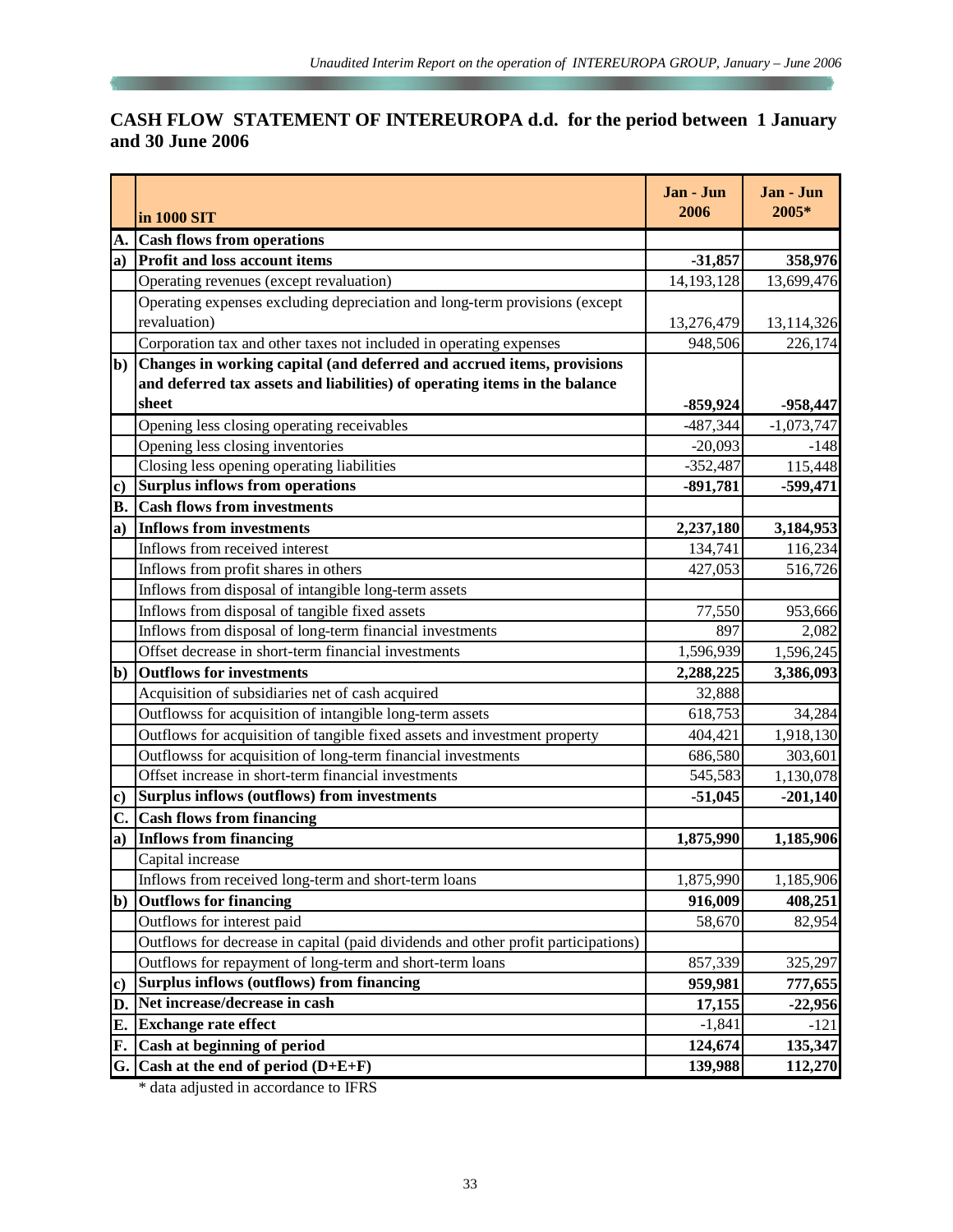## CASH FLOW STATEMENT OF INTEREUROPA d.d. for the period between 1 January and 30 June 2006

| | in 1000 SIT | Jan - Jun 2006 | Jan - Jun 2005* |
|---|---|---|---|
| **A.** | **Cash flows from operations** | | |
| **a)** | **Profit and loss account items** | **-31,857** | **358,976** |
| | Operating revenues (except revaluation) | 14,193,128 | 13,699,476 |
| | Operating expenses excluding depreciation and long-term provisions (except revaluation) | 13,276,479 | 13,114,326 |
| | Corporation tax and other taxes not included in operating expenses | 948,506 | 226,174 |
| **b)** | **Changes in working capital (and deferred and accrued items, provisions and deferred tax assets and liabilities) of operating items in the balance sheet** | **-859,924** | **-958,447** |
| | Opening less closing operating receivables | -487,344 | -1,073,747 |
| | Opening less closing inventories | -20,093 | -148 |
| | Closing less opening operating liabilities | -352,487 | 115,448 |
| **c)** | **Surplus inflows from operations** | **-891,781** | **-599,471** |
| **B.** | **Cash flows from investments** | | |
| **a)** | **Inflows from investments** | **2,237,180** | **3,184,953** |
| | Inflows from received interest | 134,741 | 116,234 |
| | Inflows from profit shares in others | 427,053 | 516,726 |
| | Inflows from disposal of intangible long-term assets | | |
| | Inflows from disposal of tangible fixed assets | 77,550 | 953,666 |
| | Inflows from disposal of long-term financial investments | 897 | 2,082 |
| | Offset decrease in short-term financial investments | 1,596,939 | 1,596,245 |
| **b)** | **Outflows for investments** | **2,288,225** | **3,386,093** |
| | Acquisition of subsidiaries net of cash acquired | 32,888 | |
| | Outflowss for acquisition of intangible long-term assets | 618,753 | 34,284 |
| | Outflows for acquisition of tangible fixed assets and investment property | 404,421 | 1,918,130 |
| | Outflowss for acquisition of long-term financial investments | 686,580 | 303,601 |
| | Offset increase in short-term financial investments | 545,583 | 1,130,078 |
| **c)** | **Surplus inflows (outflows) from investments** | **-51,045** | **-201,140** |
| **C.** | **Cash flows from financing** | | |
| **a)** | **Inflows from financing** | **1,875,990** | **1,185,906** |
| | Capital increase | | |
| | Inflows from received long-term and short-term loans | 1,875,990 | 1,185,906 |
| **b)** | **Outflows for financing** | **916,009** | **408,251** |
| | Outflows for interest paid | 58,670 | 82,954 |
| | Outflows for decrease in capital (paid dividends and other profit participations) | | |
| | Outflows for repayment of long-term and short-term loans | 857,339 | 325,297 |
| **c)** | **Surplus inflows (outflows) from financing** | **959,981** | **777,655** |
| **D.** | **Net increase/decrease in cash** | **17,155** | **-22,956** |
| **E.** | **Exchange rate effect** | -1,841 | -121 |
| **F.** | **Cash at beginning of period** | **124,674** | **135,347** |
| **G.** | **Cash at the end of period (D+E+F)** | **139,988** | **112,270** |

* data adjusted in accordance to IFRS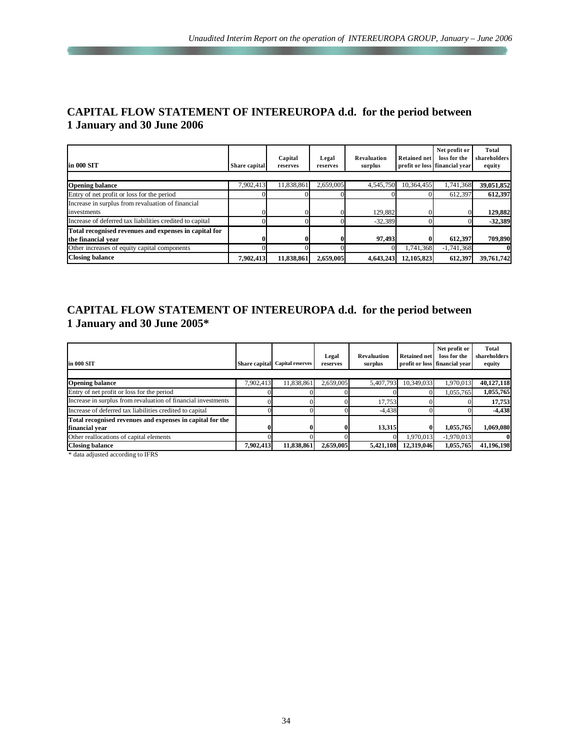## CAPITAL FLOW STATEMENT OF INTEREUROPA d.d. for the period between 1 January and 30 June 2006

| in 000 SIT | Share capital | Capital reserves | Legal reserves | Revaluation surplus | Retained net profit or loss | Net profit or loss for the financial year | Total shareholders equity |
|---|---|---|---|---|---|---|---|
| **Opening balance** | 7,902,413 | 11,838,861 | 2,659,005 | 4,545,750 | 10,364,455 | 1,741,368 | **39,051,852** |
| Entry of net profit or loss for the period | 0 | 0 | 0 | 0 | 0 | 612,397 | **612,397** |
| Increase in surplus from revaluation of financial investments | 0 | 0 | 0 | 129,882 | 0 | 0 | **129,882** |
| Increase of deferred tax liabilities credited to capital | 0 | 0 | 0 | -32,389 | 0 | 0 | **-32,389** |
| **Total recognised revenues and expenses in capital for the financial year** | **0** | **0** | **0** | **97,493** | **0** | **612,397** | **709,890** |
| Other increases of equity capital components | 0 | 0 | 0 | 0 | 1,741,368 | -1,741,368 | **0** |
| **Closing balance** | **7,902,413** | **11,838,861** | **2,659,005** | **4,643,243** | **12,105,823** | **612,397** | **39,761,742** |

## CAPITAL FLOW STATEMENT OF INTEREUROPA d.d. for the period between 1 January and 30 June 2005*

| in 000 SIT | Share capital | Capital reserves | Legal reserves | Revaluation surplus | Retained net profit or loss | Net profit or loss for the financial year | Total shareholders equity |
|---|---|---|---|---|---|---|---|
| **Opening balance** | 7,902,413 | 11,838,861 | 2,659,005 | 5,407,793 | 10,349,033 | 1,970,013 | **40,127,118** |
| Entry of net profit or loss for the period | 0 | 0 | 0 | 0 | 0 | 1,055,765 | **1,055,765** |
| Increase in surplus from revaluation of financial investments | 0 | 0 | 0 | 17,753 | 0 | 0 | **17,753** |
| Increase of deferred tax liabilities credited to capital | 0 | 0 | 0 | -4,438 | 0 | 0 | **-4,438** |
| **Total recognised revenues and expenses in capital for the financial year** | **0** | **0** | **0** | **13,315** | **0** | **1,055,765** | **1,069,080** |
| Other reallocations of capital elements | 0 | 0 | 0 | 0 | 1,970,013 | -1,970,013 | **0** |
| **Closing balance** | **7,902,413** | **11,838,861** | **2,659,005** | **5,421,108** | **12,319,046** | **1,055,765** | **41,196,198** |

* data adjusted according to IFRS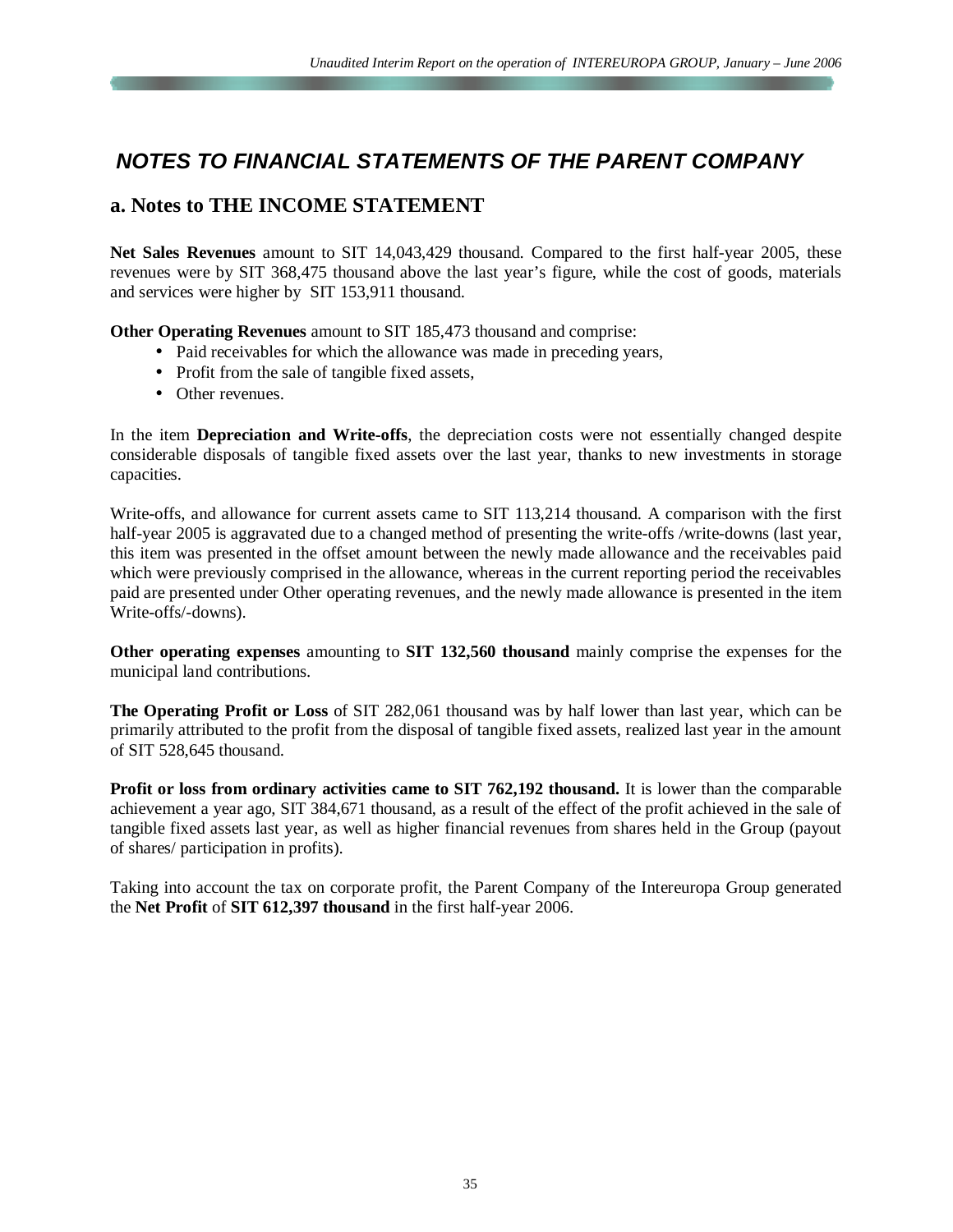# *NOTES TO FINANCIAL STATEMENTS OF THE PARENT COMPANY*

## a. Notes to THE INCOME STATEMENT

**Net Sales Revenues** amount to SIT 14,043,429 thousand. Compared to the first half-year 2005, these revenues were by SIT 368,475 thousand above the last year's figure, while the cost of goods, materials and services were higher by SIT 153,911 thousand.

**Other Operating Revenues** amount to SIT 185,473 thousand and comprise:

- Paid receivables for which the allowance was made in preceding years,
- Profit from the sale of tangible fixed assets,
- Other revenues.

In the item **Depreciation and Write-offs**, the depreciation costs were not essentially changed despite considerable disposals of tangible fixed assets over the last year, thanks to new investments in storage capacities.

Write-offs, and allowance for current assets came to SIT 113,214 thousand. A comparison with the first half-year 2005 is aggravated due to a changed method of presenting the write-offs /write-downs (last year, this item was presented in the offset amount between the newly made allowance and the receivables paid which were previously comprised in the allowance, whereas in the current reporting period the receivables paid are presented under Other operating revenues, and the newly made allowance is presented in the item Write-offs/-downs).

**Other operating expenses** amounting to **SIT 132,560 thousand** mainly comprise the expenses for the municipal land contributions.

**The Operating Profit or Loss** of SIT 282,061 thousand was by half lower than last year, which can be primarily attributed to the profit from the disposal of tangible fixed assets, realized last year in the amount of SIT 528,645 thousand.

**Profit or loss from ordinary activities came to SIT 762,192 thousand.** It is lower than the comparable achievement a year ago, SIT 384,671 thousand, as a result of the effect of the profit achieved in the sale of tangible fixed assets last year, as well as higher financial revenues from shares held in the Group (payout of shares/ participation in profits).

Taking into account the tax on corporate profit, the Parent Company of the Intereuropa Group generated the **Net Profit** of **SIT 612,397 thousand** in the first half-year 2006.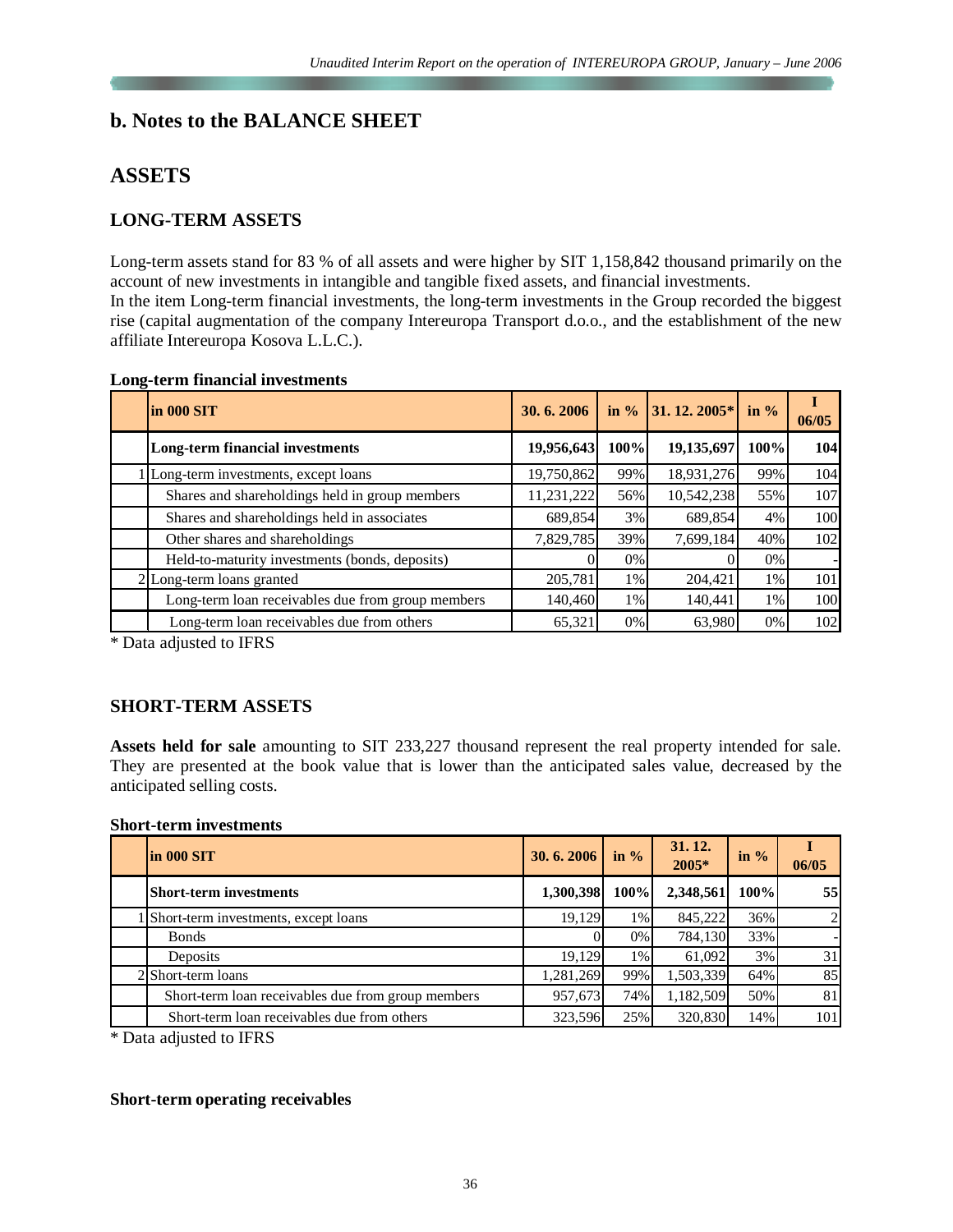## b. Notes to the BALANCE SHEET

## ASSETS

### LONG-TERM ASSETS

Long-term assets stand for 83 % of all assets and were higher by SIT 1,158,842 thousand primarily on the account of new investments in intangible and tangible fixed assets, and financial investments.
In the item Long-term financial investments, the long-term investments in the Group recorded the biggest rise (capital augmentation of the company Intereuropa Transport d.o.o., and the establishment of the new affiliate Intereuropa Kosova L.L.C.).

**Long-term financial investments**

| | in 000 SIT | 30. 6. 2006 | in % | 31. 12. 2005* | in % | I 06/05 |
|---|---|---|---|---|---|---|
| | **Long-term financial investments** | **19,956,643** | **100%** | **19,135,697** | **100%** | **104** |
| 1 | Long-term investments, except loans | 19,750,862 | 99% | 18,931,276 | 99% | 104 |
| | Shares and shareholdings held in group members | 11,231,222 | 56% | 10,542,238 | 55% | 107 |
| | Shares and shareholdings held in associates | 689,854 | 3% | 689,854 | 4% | 100 |
| | Other shares and shareholdings | 7,829,785 | 39% | 7,699,184 | 40% | 102 |
| | Held-to-maturity investments (bonds, deposits) | 0 | 0% | 0 | 0% | - |
| 2 | Long-term loans granted | 205,781 | 1% | 204,421 | 1% | 101 |
| | Long-term loan receivables due from group members | 140,460 | 1% | 140,441 | 1% | 100 |
| | Long-term loan receivables due from others | 65,321 | 0% | 63,980 | 0% | 102 |

\* Data adjusted to IFRS

### SHORT-TERM ASSETS

**Assets held for sale** amounting to SIT 233,227 thousand represent the real property intended for sale. They are presented at the book value that is lower than the anticipated sales value, decreased by the anticipated selling costs.

**Short-term investments**

| | in 000 SIT | 30. 6. 2006 | in % | 31. 12. 2005* | in % | I 06/05 |
|---|---|---|---|---|---|---|
| | **Short-term investments** | **1,300,398** | **100%** | **2,348,561** | **100%** | **55** |
| 1 | Short-term investments, except loans | 19,129 | 1% | 845,222 | 36% | 2 |
| | Bonds | 0 | 0% | 784,130 | 33% | - |
| | Deposits | 19,129 | 1% | 61,092 | 3% | 31 |
| 2 | Short-term loans | 1,281,269 | 99% | 1,503,339 | 64% | 85 |
| | Short-term loan receivables due from group members | 957,673 | 74% | 1,182,509 | 50% | 81 |
| | Short-term loan receivables due from others | 323,596 | 25% | 320,830 | 14% | 101 |

\* Data adjusted to IFRS

**Short-term operating receivables**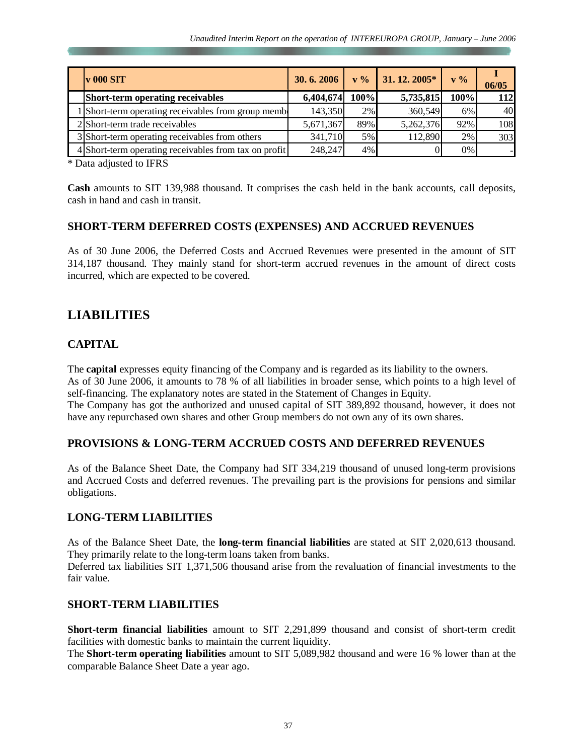|  | v 000 SIT | 30. 6. 2006 | v % | 31. 12. 2005* | v % | I 06/05 |
|---|---|---|---|---|---|---|
|  | **Short-term operating receivables** | **6,404,674** | **100%** | **5,735,815** | **100%** | **112** |
| 1 | Short-term operating receivables from group memb | 143,350 | 2% | 360,549 | 6% | 40 |
| 2 | Short-term trade receivables | 5,671,367 | 89% | 5,262,376 | 92% | 108 |
| 3 | Short-term operating receivables from others | 341,710 | 5% | 112,890 | 2% | 303 |
| 4 | Short-term operating receivables from tax on profit | 248,247 | 4% | 0 | 0% | - |

* Data adjusted to IFRS

**Cash** amounts to SIT 139,988 thousand. It comprises the cash held in the bank accounts, call deposits, cash in hand and cash in transit.

### SHORT-TERM DEFERRED COSTS (EXPENSES) AND ACCRUED REVENUES

As of 30 June 2006, the Deferred Costs and Accrued Revenues were presented in the amount of SIT 314,187 thousand. They mainly stand for short-term accrued revenues in the amount of direct costs incurred, which are expected to be covered.

## LIABILITIES

### CAPITAL

The **capital** expresses equity financing of the Company and is regarded as its liability to the owners.
As of 30 June 2006, it amounts to 78 % of all liabilities in broader sense, which points to a high level of self-financing. The explanatory notes are stated in the Statement of Changes in Equity.
The Company has got the authorized and unused capital of SIT 389,892 thousand, however, it does not have any repurchased own shares and other Group members do not own any of its own shares.

### PROVISIONS & LONG-TERM ACCRUED COSTS AND DEFERRED REVENUES

As of the Balance Sheet Date, the Company had SIT 334,219 thousand of unused long-term provisions and Accrued Costs and deferred revenues. The prevailing part is the provisions for pensions and similar obligations.

### LONG-TERM LIABILITIES

As of the Balance Sheet Date, the **long-term financial liabilities** are stated at SIT 2,020,613 thousand. They primarily relate to the long-term loans taken from banks.
Deferred tax liabilities SIT 1,371,506 thousand arise from the revaluation of financial investments to the fair value.

### SHORT-TERM LIABILITIES

**Short-term financial liabilities** amount to SIT 2,291,899 thousand and consist of short-term credit facilities with domestic banks to maintain the current liquidity.
The **Short-term operating liabilities** amount to SIT 5,089,982 thousand and were 16 % lower than at the comparable Balance Sheet Date a year ago.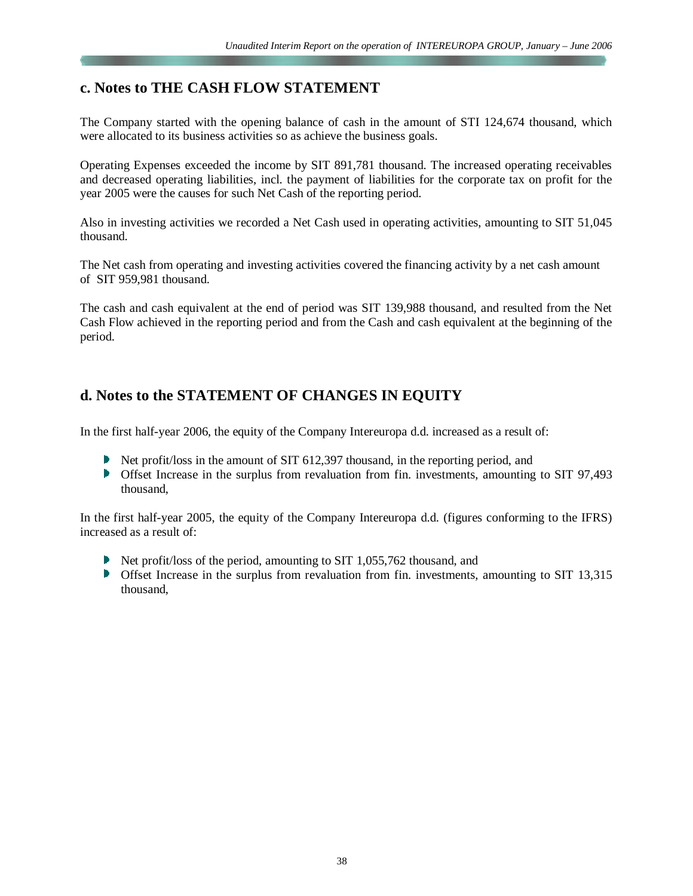## c. Notes to THE CASH FLOW STATEMENT

The Company started with the opening balance of cash in the amount of STI 124,674 thousand, which were allocated to its business activities so as achieve the business goals.

Operating Expenses exceeded the income by SIT 891,781 thousand. The increased operating receivables and decreased operating liabilities, incl. the payment of liabilities for the corporate tax on profit for the year 2005 were the causes for such Net Cash of the reporting period.

Also in investing activities we recorded a Net Cash used in operating activities, amounting to SIT 51,045 thousand.

The Net cash from operating and investing activities covered the financing activity by a net cash amount of SIT 959,981 thousand.

The cash and cash equivalent at the end of period was SIT 139,988 thousand, and resulted from the Net Cash Flow achieved in the reporting period and from the Cash and cash equivalent at the beginning of the period.

## d. Notes to the STATEMENT OF CHANGES IN EQUITY

In the first half-year 2006, the equity of the Company Intereuropa d.d. increased as a result of:

- Net profit/loss in the amount of SIT 612,397 thousand, in the reporting period, and
- Offset Increase in the surplus from revaluation from fin. investments, amounting to SIT 97,493 thousand,

In the first half-year 2005, the equity of the Company Intereuropa d.d. (figures conforming to the IFRS) increased as a result of:

- Net profit/loss of the period, amounting to SIT 1,055,762 thousand, and
- Offset Increase in the surplus from revaluation from fin. investments, amounting to SIT 13,315 thousand,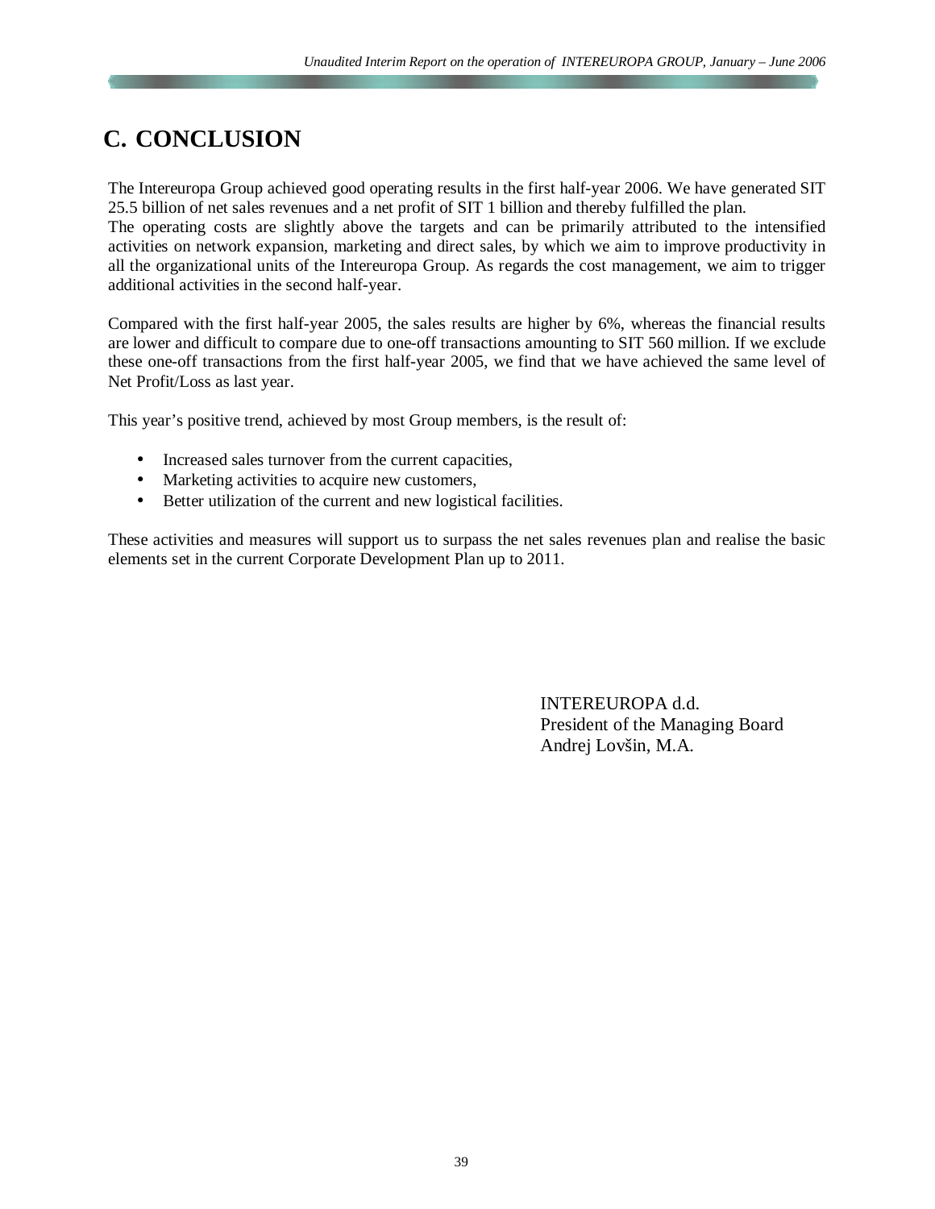# C. CONCLUSION

The Intereuropa Group achieved good operating results in the first half-year 2006. We have generated SIT 25.5 billion of net sales revenues and a net profit of SIT 1 billion and thereby fulfilled the plan.
The operating costs are slightly above the targets and can be primarily attributed to the intensified activities on network expansion, marketing and direct sales, by which we aim to improve productivity in all the organizational units of the Intereuropa Group. As regards the cost management, we aim to trigger additional activities in the second half-year.

Compared with the first half-year 2005, the sales results are higher by 6%, whereas the financial results are lower and difficult to compare due to one-off transactions amounting to SIT 560 million. If we exclude these one-off transactions from the first half-year 2005, we find that we have achieved the same level of Net Profit/Loss as last year.

This year's positive trend, achieved by most Group members, is the result of:

- Increased sales turnover from the current capacities,
- Marketing activities to acquire new customers,
- Better utilization of the current and new logistical facilities.

These activities and measures will support us to surpass the net sales revenues plan and realise the basic elements set in the current Corporate Development Plan up to 2011.

INTEREUROPA d.d.
President of the Managing Board
Andrej Lovšin, M.A.